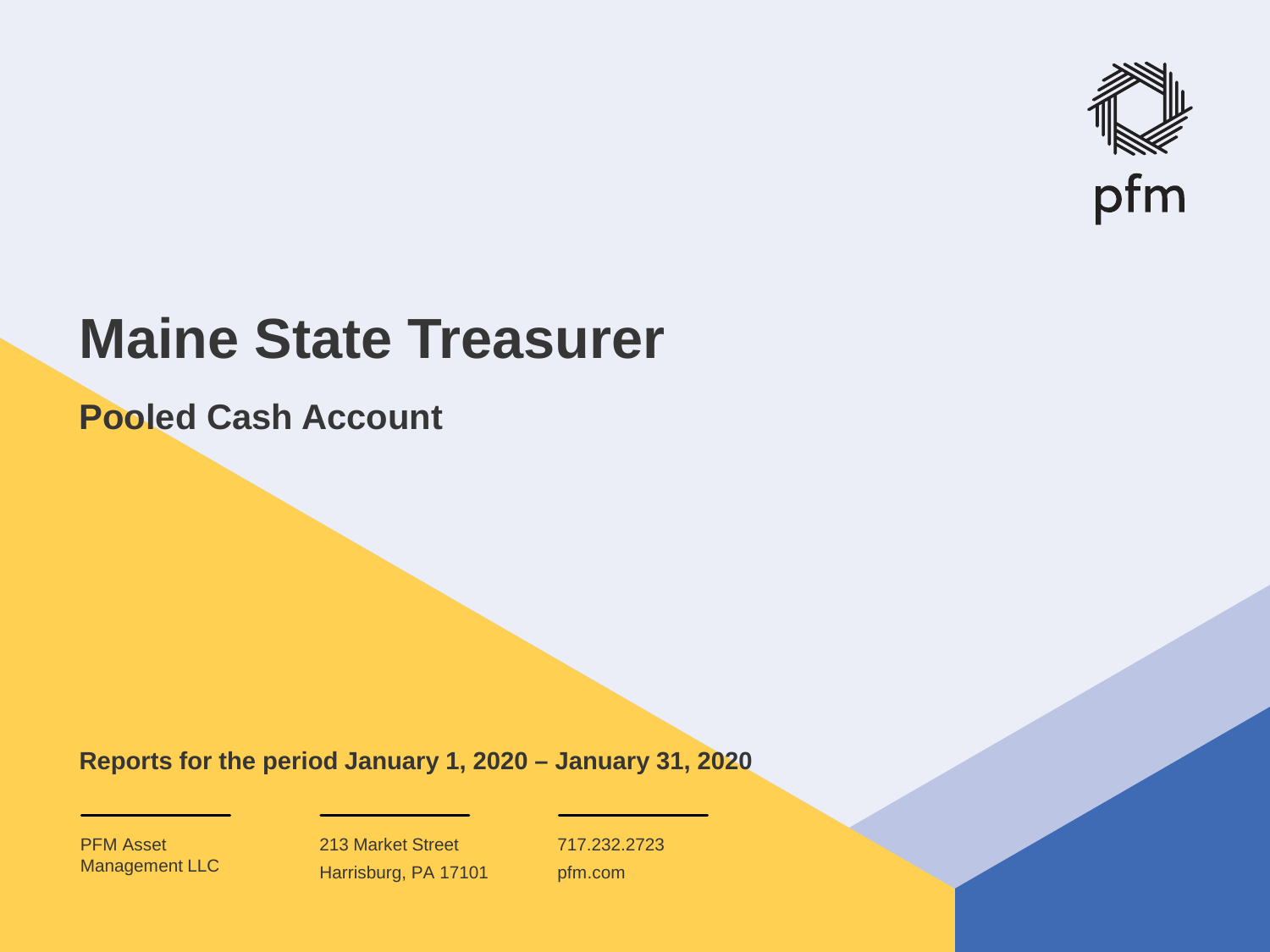pfm

# Maine State Treasurer

## Pooled Cash Account

**Reports for the period January 1, 2020 – January 31, 2020**

PFM Asset Management LLC

213 Market Street
Harrisburg, PA 17101

717.232.2723
pfm.com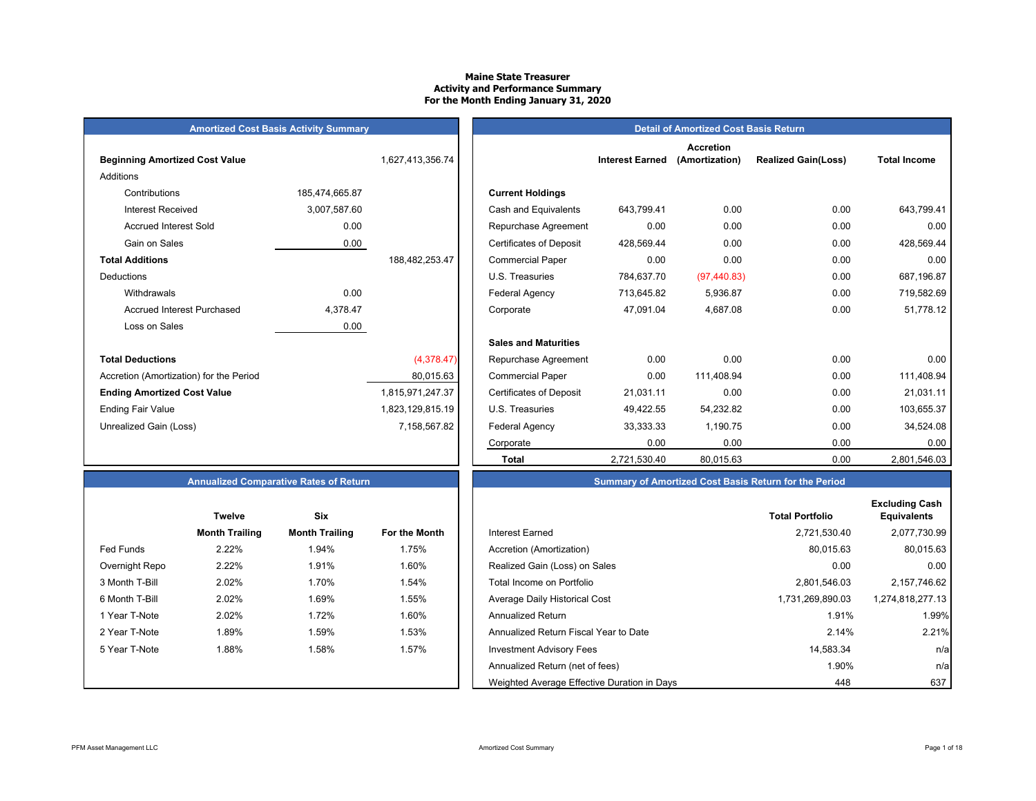# Maine State Treasurer
## Activity and Performance Summary
## For the Month Ending January 31, 2020

### Amortized Cost Basis Activity Summary

| | | |
|---|---|---|
| **Beginning Amortized Cost Value** | | 1,627,413,356.74 |
| Additions | | |
| Contributions | 185,474,665.87 | |
| Interest Received | 3,007,587.60 | |
| Accrued Interest Sold | 0.00 | |
| Gain on Sales | 0.00 | |
| **Total Additions** | | 188,482,253.47 |
| Deductions | | |
| Withdrawals | 0.00 | |
| Accrued Interest Purchased | 4,378.47 | |
| Loss on Sales | 0.00 | |
| **Total Deductions** | | (4,378.47) |
| Accretion (Amortization) for the Period | | 80,015.63 |
| **Ending Amortized Cost Value** | | 1,815,971,247.37 |
| Ending Fair Value | | 1,823,129,815.19 |
| Unrealized Gain (Loss) | | 7,158,567.82 |

### Detail of Amortized Cost Basis Return

| | Interest Earned | Accretion (Amortization) | Realized Gain(Loss) | Total Income |
|---|---|---|---|---|
| **Current Holdings** | | | | |
| Cash and Equivalents | 643,799.41 | 0.00 | 0.00 | 643,799.41 |
| Repurchase Agreement | 0.00 | 0.00 | 0.00 | 0.00 |
| Certificates of Deposit | 428,569.44 | 0.00 | 0.00 | 428,569.44 |
| Commercial Paper | 0.00 | 0.00 | 0.00 | 0.00 |
| U.S. Treasuries | 784,637.70 | (97,440.83) | 0.00 | 687,196.87 |
| Federal Agency | 713,645.82 | 5,936.87 | 0.00 | 719,582.69 |
| Corporate | 47,091.04 | 4,687.08 | 0.00 | 51,778.12 |
| **Sales and Maturities** | | | | |
| Repurchase Agreement | 0.00 | 0.00 | 0.00 | 0.00 |
| Commercial Paper | 0.00 | 111,408.94 | 0.00 | 111,408.94 |
| Certificates of Deposit | 21,031.11 | 0.00 | 0.00 | 21,031.11 |
| U.S. Treasuries | 49,422.55 | 54,232.82 | 0.00 | 103,655.37 |
| Federal Agency | 33,333.33 | 1,190.75 | 0.00 | 34,524.08 |
| Corporate | 0.00 | 0.00 | 0.00 | 0.00 |
| **Total** | 2,721,530.40 | 80,015.63 | 0.00 | 2,801,546.03 |

### Annualized Comparative Rates of Return

| | Twelve Month Trailing | Six Month Trailing | For the Month |
|---|---|---|---|
| Fed Funds | 2.22% | 1.94% | 1.75% |
| Overnight Repo | 2.22% | 1.91% | 1.60% |
| 3 Month T-Bill | 2.02% | 1.70% | 1.54% |
| 6 Month T-Bill | 2.02% | 1.69% | 1.55% |
| 1 Year T-Note | 2.02% | 1.72% | 1.60% |
| 2 Year T-Note | 1.89% | 1.59% | 1.53% |
| 5 Year T-Note | 1.88% | 1.58% | 1.57% |

### Summary of Amortized Cost Basis Return for the Period

| | Total Portfolio | Excluding Cash Equivalents |
|---|---|---|
| Interest Earned | 2,721,530.40 | 2,077,730.99 |
| Accretion (Amortization) | 80,015.63 | 80,015.63 |
| Realized Gain (Loss) on Sales | 0.00 | 0.00 |
| Total Income on Portfolio | 2,801,546.03 | 2,157,746.62 |
| Average Daily Historical Cost | 1,731,269,890.03 | 1,274,818,277.13 |
| Annualized Return | 1.91% | 1.99% |
| Annualized Return Fiscal Year to Date | 2.14% | 2.21% |
| Investment Advisory Fees | 14,583.34 | n/a |
| Annualized Return (net of fees) | 1.90% | n/a |
| Weighted Average Effective Duration in Days | 448 | 637 |

PFM Asset Management LLC — Amortized Cost Summary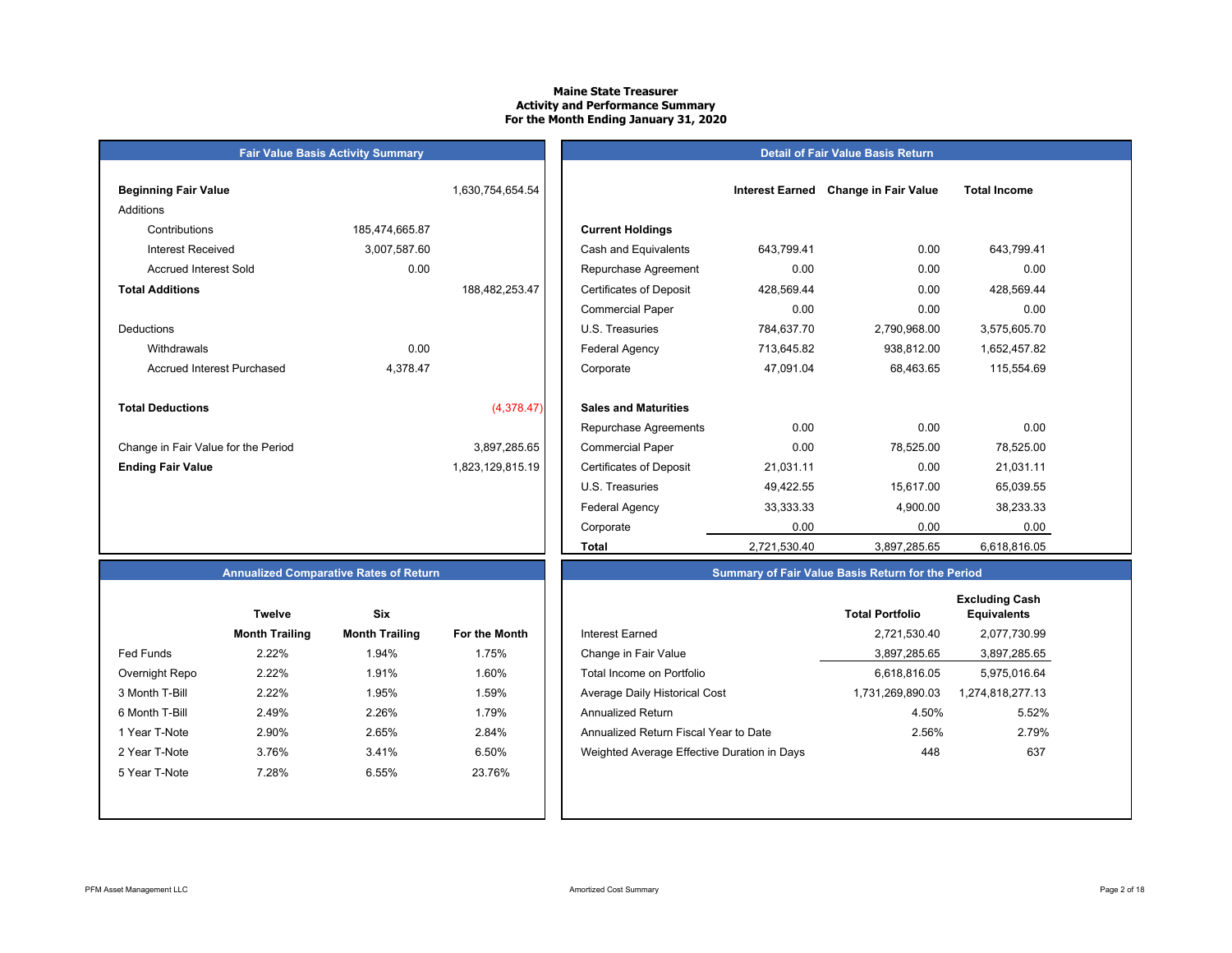# Maine State Treasurer
## Activity and Performance Summary
### For the Month Ending January 31, 2020

## Fair Value Basis Activity Summary

| | | |
|---|---|---|
| **Beginning Fair Value** | | 1,630,754,654.54 |
| Additions | | |
| Contributions | 185,474,665.87 | |
| Interest Received | 3,007,587.60 | |
| Accrued Interest Sold | 0.00 | |
| **Total Additions** | | 188,482,253.47 |
| Deductions | | |
| Withdrawals | 0.00 | |
| Accrued Interest Purchased | 4,378.47 | |
| **Total Deductions** | | (4,378.47) |
| Change in Fair Value for the Period | | 3,897,285.65 |
| **Ending Fair Value** | | 1,823,129,815.19 |

## Detail of Fair Value Basis Return

| | Interest Earned | Change in Fair Value | Total Income |
|---|---|---|---|
| **Current Holdings** | | | |
| Cash and Equivalents | 643,799.41 | 0.00 | 643,799.41 |
| Repurchase Agreement | 0.00 | 0.00 | 0.00 |
| Certificates of Deposit | 428,569.44 | 0.00 | 428,569.44 |
| Commercial Paper | 0.00 | 0.00 | 0.00 |
| U.S. Treasuries | 784,637.70 | 2,790,968.00 | 3,575,605.70 |
| Federal Agency | 713,645.82 | 938,812.00 | 1,652,457.82 |
| Corporate | 47,091.04 | 68,463.65 | 115,554.69 |
| **Sales and Maturities** | | | |
| Repurchase Agreements | 0.00 | 0.00 | 0.00 |
| Commercial Paper | 0.00 | 78,525.00 | 78,525.00 |
| Certificates of Deposit | 21,031.11 | 0.00 | 21,031.11 |
| U.S. Treasuries | 49,422.55 | 15,617.00 | 65,039.55 |
| Federal Agency | 33,333.33 | 4,900.00 | 38,233.33 |
| Corporate | 0.00 | 0.00 | 0.00 |
| **Total** | 2,721,530.40 | 3,897,285.65 | 6,618,816.05 |

## Annualized Comparative Rates of Return

| | Twelve Month Trailing | Six Month Trailing | For the Month |
|---|---|---|---|
| Fed Funds | 2.22% | 1.94% | 1.75% |
| Overnight Repo | 2.22% | 1.91% | 1.60% |
| 3 Month T-Bill | 2.22% | 1.95% | 1.59% |
| 6 Month T-Bill | 2.49% | 2.26% | 1.79% |
| 1 Year T-Note | 2.90% | 2.65% | 2.84% |
| 2 Year T-Note | 3.76% | 3.41% | 6.50% |
| 5 Year T-Note | 7.28% | 6.55% | 23.76% |

## Summary of Fair Value Basis Return for the Period

| | Total Portfolio | Excluding Cash Equivalents |
|---|---|---|
| Interest Earned | 2,721,530.40 | 2,077,730.99 |
| Change in Fair Value | 3,897,285.65 | 3,897,285.65 |
| Total Income on Portfolio | 6,618,816.05 | 5,975,016.64 |
| Average Daily Historical Cost | 1,731,269,890.03 | 1,274,818,277.13 |
| Annualized Return | 4.50% | 5.52% |
| Annualized Return Fiscal Year to Date | 2.56% | 2.79% |
| Weighted Average Effective Duration in Days | 448 | 637 |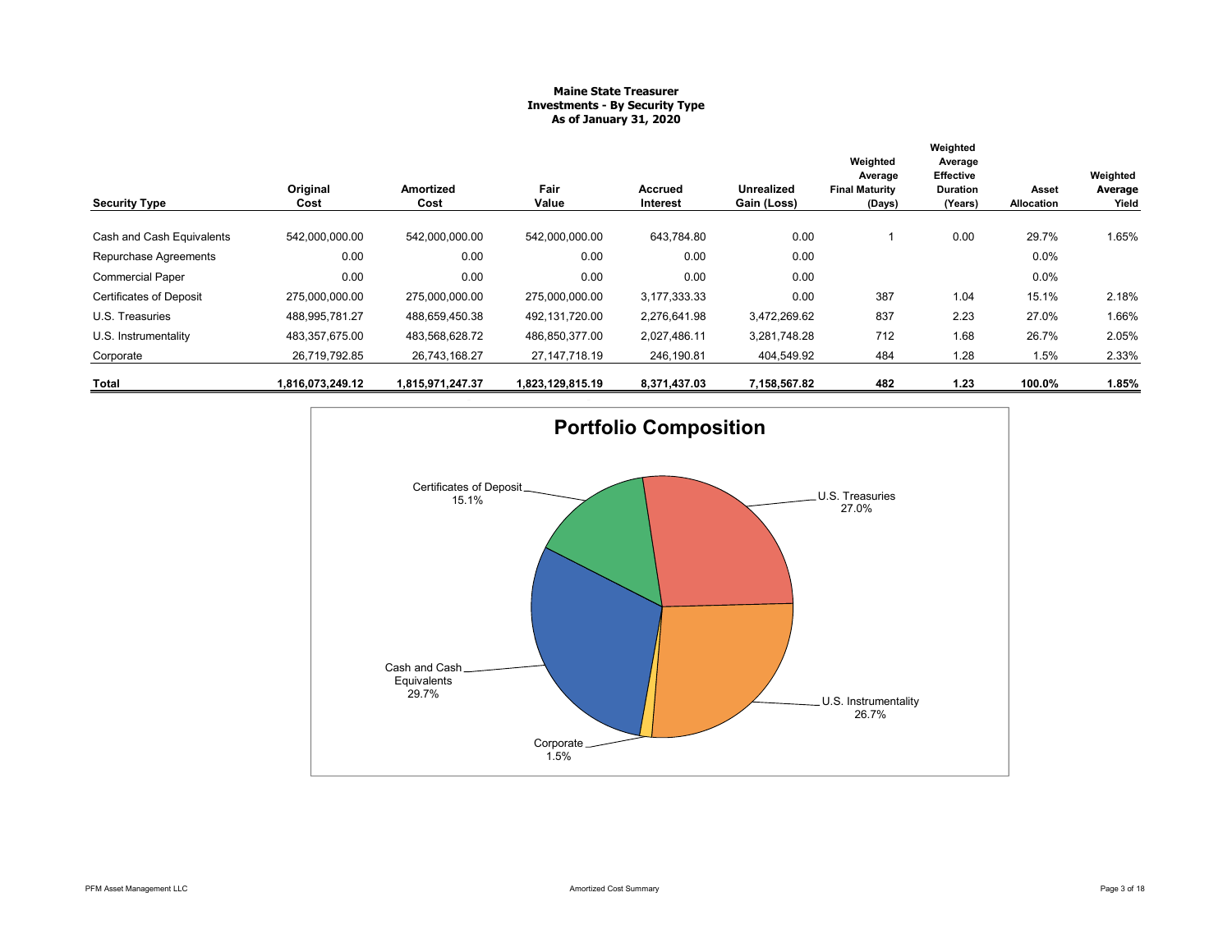**Maine State Treasurer**
**Investments - By Security Type**
**As of January 31, 2020**

| Security Type | Original Cost | Amortized Cost | Fair Value | Accrued Interest | Unrealized Gain (Loss) | Weighted Average Final Maturity (Days) | Weighted Average Effective Duration (Years) | Asset Allocation | Weighted Average Yield |
|---|---|---|---|---|---|---|---|---|---|
| Cash and Cash Equivalents | 542,000,000.00 | 542,000,000.00 | 542,000,000.00 | 643,784.80 | 0.00 | 1 | 0.00 | 29.7% | 1.65% |
| Repurchase Agreements | 0.00 | 0.00 | 0.00 | 0.00 | 0.00 | | | 0.0% | |
| Commercial Paper | 0.00 | 0.00 | 0.00 | 0.00 | 0.00 | | | 0.0% | |
| Certificates of Deposit | 275,000,000.00 | 275,000,000.00 | 275,000,000.00 | 3,177,333.33 | 0.00 | 387 | 1.04 | 15.1% | 2.18% |
| U.S. Treasuries | 488,995,781.27 | 488,659,450.38 | 492,131,720.00 | 2,276,641.98 | 3,472,269.62 | 837 | 2.23 | 27.0% | 1.66% |
| U.S. Instrumentality | 483,357,675.00 | 483,568,628.72 | 486,850,377.00 | 2,027,486.11 | 3,281,748.28 | 712 | 1.68 | 26.7% | 2.05% |
| Corporate | 26,719,792.85 | 26,743,168.27 | 27,147,718.19 | 246,190.81 | 404,549.92 | 484 | 1.28 | 1.5% | 2.33% |
| **Total** | **1,816,073,249.12** | **1,815,971,247.37** | **1,823,129,815.19** | **8,371,437.03** | **7,158,567.82** | **482** | **1.23** | **100.0%** | **1.85%** |

## Portfolio Composition

- Cash and Cash Equivalents: 29.7%
- Certificates of Deposit: 15.1%
- U.S. Treasuries: 27.0%
- U.S. Instrumentality: 26.7%
- Corporate: 1.5%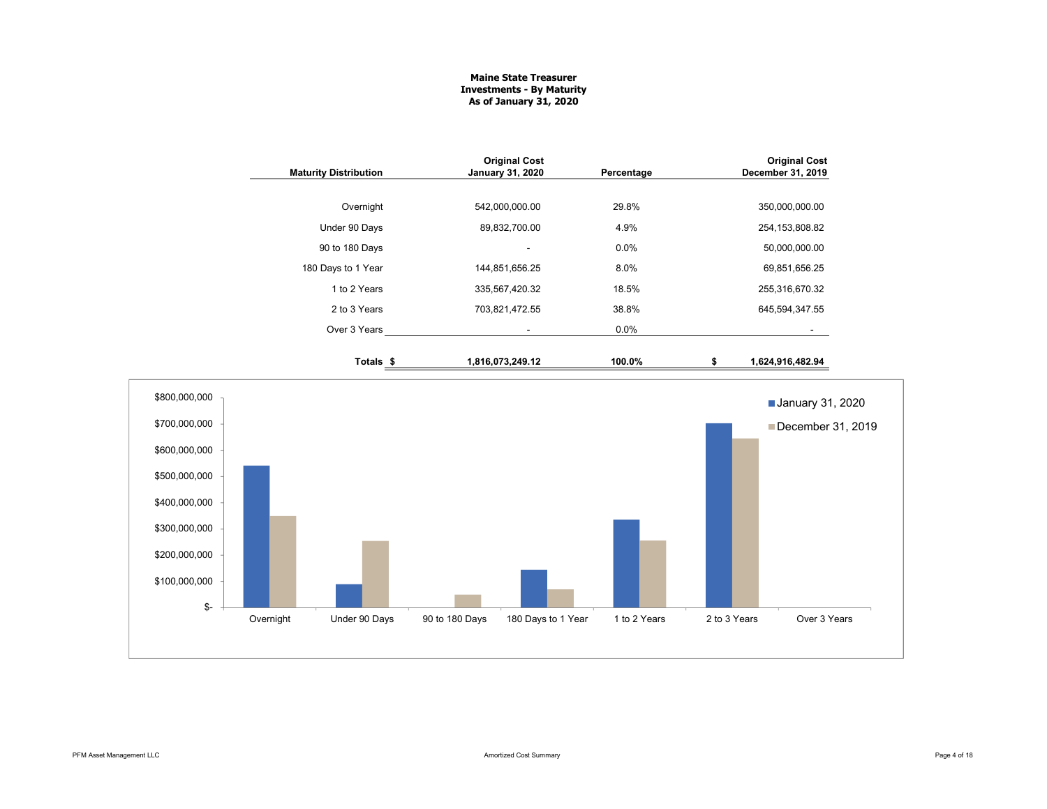**Maine State Treasurer**
**Investments - By Maturity**
**As of January 31, 2020**

| Maturity Distribution | Original Cost January 31, 2020 | Percentage | Original Cost December 31, 2019 |
|---|---|---|---|
| Overnight | 542,000,000.00 | 29.8% | 350,000,000.00 |
| Under 90 Days | 89,832,700.00 | 4.9% | 254,153,808.82 |
| 90 to 180 Days | - | 0.0% | 50,000,000.00 |
| 180 Days to 1 Year | 144,851,656.25 | 8.0% | 69,851,656.25 |
| 1 to 2 Years | 335,567,420.32 | 18.5% | 255,316,670.32 |
| 2 to 3 Years | 703,821,472.55 | 38.8% | 645,594,347.55 |
| Over 3 Years | - | 0.0% | - |
| **Totals** | **$ 1,816,073,249.12** | **100.0%** | **$ 1,624,916,482.94** |

| | January 31, 2020 | December 31, 2019 |
|---|---|---|
| Overnight | 542,000,000.00 | 350,000,000.00 |
| Under 90 Days | 89,832,700.00 | 254,153,808.82 |
| 90 to 180 Days | - | 50,000,000.00 |
| 180 Days to 1 Year | 144,851,656.25 | 69,851,656.25 |
| 1 to 2 Years | 335,567,420.32 | 255,316,670.32 |
| 2 to 3 Years | 703,821,472.55 | 645,594,347.55 |
| Over 3 Years | - | - |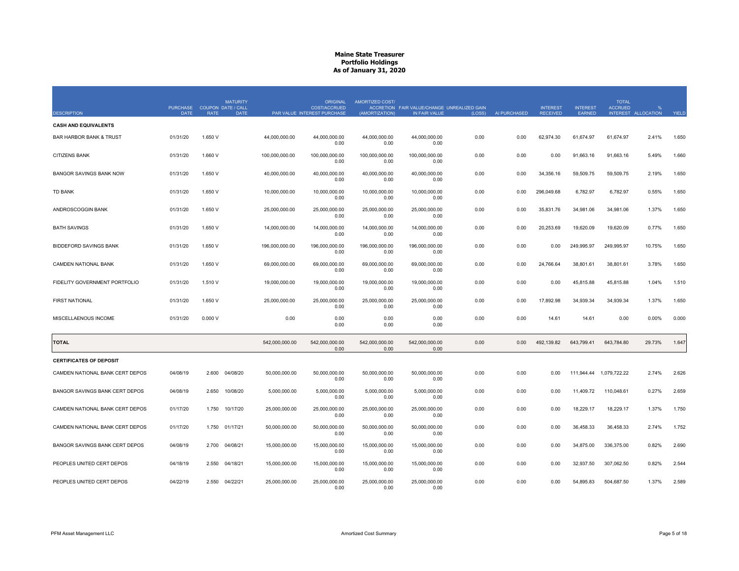# Maine State Treasurer
## Portfolio Holdings
### As of January 31, 2020

| DESCRIPTION | PURCHASE DATE | COUPON RATE | MATURITY DATE / CALL DATE | PAR VALUE | ORIGINAL COST/ACCRUED INTEREST PURCHASE | AMORTIZED COST/ ACCRETION (AMORTIZATION) | FAIR VALUE/CHANGE IN FAIR VALUE | UNREALIZED GAIN (LOSS) | AI PURCHASED | INTEREST RECEIVED | INTEREST EARNED | TOTAL ACCRUED INTEREST | % ALLOCATION | YIELD |
|---|---|---|---|---|---|---|---|---|---|---|---|---|---|---|
| **CASH AND EQUIVALENTS** | | | | | | | | | | | | | | |
| BAR HARBOR BANK & TRUST | 01/31/20 | 1.650 V | | 44,000,000.00 | 44,000,000.00 0.00 | 44,000,000.00 0.00 | 44,000,000.00 0.00 | 0.00 | 0.00 | 62,974.30 | 61,674.97 | 61,674.97 | 2.41% | 1.650 |
| CITIZENS BANK | 01/31/20 | 1.660 V | | 100,000,000.00 | 100,000,000.00 0.00 | 100,000,000.00 0.00 | 100,000,000.00 0.00 | 0.00 | 0.00 | 0.00 | 91,663.16 | 91,663.16 | 5.49% | 1.660 |
| BANGOR SAVINGS BANK NOW | 01/31/20 | 1.650 V | | 40,000,000.00 | 40,000,000.00 0.00 | 40,000,000.00 0.00 | 40,000,000.00 0.00 | 0.00 | 0.00 | 34,356.16 | 59,509.75 | 59,509.75 | 2.19% | 1.650 |
| TD BANK | 01/31/20 | 1.650 V | | 10,000,000.00 | 10,000,000.00 0.00 | 10,000,000.00 0.00 | 10,000,000.00 0.00 | 0.00 | 0.00 | 296,049.68 | 6,782.97 | 6,782.97 | 0.55% | 1.650 |
| ANDROSCOGGIN BANK | 01/31/20 | 1.650 V | | 25,000,000.00 | 25,000,000.00 0.00 | 25,000,000.00 0.00 | 25,000,000.00 0.00 | 0.00 | 0.00 | 35,831.76 | 34,981.06 | 34,981.06 | 1.37% | 1.650 |
| BATH SAVINGS | 01/31/20 | 1.650 V | | 14,000,000.00 | 14,000,000.00 0.00 | 14,000,000.00 0.00 | 14,000,000.00 0.00 | 0.00 | 0.00 | 20,253.69 | 19,620.09 | 19,620.09 | 0.77% | 1.650 |
| BIDDEFORD SAVINGS BANK | 01/31/20 | 1.650 V | | 196,000,000.00 | 196,000,000.00 0.00 | 196,000,000.00 0.00 | 196,000,000.00 0.00 | 0.00 | 0.00 | 0.00 | 249,995.97 | 249,995.97 | 10.75% | 1.650 |
| CAMDEN NATIONAL BANK | 01/31/20 | 1.650 V | | 69,000,000.00 | 69,000,000.00 0.00 | 69,000,000.00 0.00 | 69,000,000.00 0.00 | 0.00 | 0.00 | 24,766.64 | 38,801.61 | 38,801.61 | 3.78% | 1.650 |
| FIDELITY GOVERNMENT PORTFOLIO | 01/31/20 | 1.510 V | | 19,000,000.00 | 19,000,000.00 0.00 | 19,000,000.00 0.00 | 19,000,000.00 0.00 | 0.00 | 0.00 | 0.00 | 45,815.88 | 45,815.88 | 1.04% | 1.510 |
| FIRST NATIONAL | 01/31/20 | 1.650 V | | 25,000,000.00 | 25,000,000.00 0.00 | 25,000,000.00 0.00 | 25,000,000.00 0.00 | 0.00 | 0.00 | 17,892.98 | 34,939.34 | 34,939.34 | 1.37% | 1.650 |
| MISCELLAENOUS INCOME | 01/31/20 | 0.000 V | | 0.00 | 0.00 0.00 | 0.00 0.00 | 0.00 0.00 | 0.00 | 0.00 | 14.61 | 14.61 | 0.00 | 0.00% | 0.000 |
| **TOTAL** | | | | 542,000,000.00 | 542,000,000.00 0.00 | 542,000,000.00 0.00 | 542,000,000.00 0.00 | 0.00 | 0.00 | 492,139.82 | 643,799.41 | 643,784.80 | 29.73% | 1.647 |
| **CERTIFICATES OF DEPOSIT** | | | | | | | | | | | | | | |
| CAMDEN NATIONAL BANK CERT DEPOS | 04/08/19 | 2.600 | 04/08/20 | 50,000,000.00 | 50,000,000.00 0.00 | 50,000,000.00 0.00 | 50,000,000.00 0.00 | 0.00 | 0.00 | 0.00 | 111,944.44 | 1,079,722.22 | 2.74% | 2.626 |
| BANGOR SAVINGS BANK CERT DEPOS | 04/08/19 | 2.650 | 10/08/20 | 5,000,000.00 | 5,000,000.00 0.00 | 5,000,000.00 0.00 | 5,000,000.00 0.00 | 0.00 | 0.00 | 0.00 | 11,409.72 | 110,048.61 | 0.27% | 2.659 |
| CAMDEN NATIONAL BANK CERT DEPOS | 01/17/20 | 1.750 | 10/17/20 | 25,000,000.00 | 25,000,000.00 0.00 | 25,000,000.00 0.00 | 25,000,000.00 0.00 | 0.00 | 0.00 | 0.00 | 18,229.17 | 18,229.17 | 1.37% | 1.750 |
| CAMDEN NATIONAL BANK CERT DEPOS | 01/17/20 | 1.750 | 01/17/21 | 50,000,000.00 | 50,000,000.00 0.00 | 50,000,000.00 0.00 | 50,000,000.00 0.00 | 0.00 | 0.00 | 0.00 | 36,458.33 | 36,458.33 | 2.74% | 1.752 |
| BANGOR SAVINGS BANK CERT DEPOS | 04/08/19 | 2.700 | 04/08/21 | 15,000,000.00 | 15,000,000.00 0.00 | 15,000,000.00 0.00 | 15,000,000.00 0.00 | 0.00 | 0.00 | 0.00 | 34,875.00 | 336,375.00 | 0.82% | 2.690 |
| PEOPLES UNITED CERT DEPOS | 04/18/19 | 2.550 | 04/18/21 | 15,000,000.00 | 15,000,000.00 0.00 | 15,000,000.00 0.00 | 15,000,000.00 0.00 | 0.00 | 0.00 | 0.00 | 32,937.50 | 307,062.50 | 0.82% | 2.544 |
| PEOPLES UNITED CERT DEPOS | 04/22/19 | 2.550 | 04/22/21 | 25,000,000.00 | 25,000,000.00 0.00 | 25,000,000.00 0.00 | 25,000,000.00 0.00 | 0.00 | 0.00 | 0.00 | 54,895.83 | 504,687.50 | 1.37% | 2.589 |

PFM Asset Management LLC — Amortized Cost Summary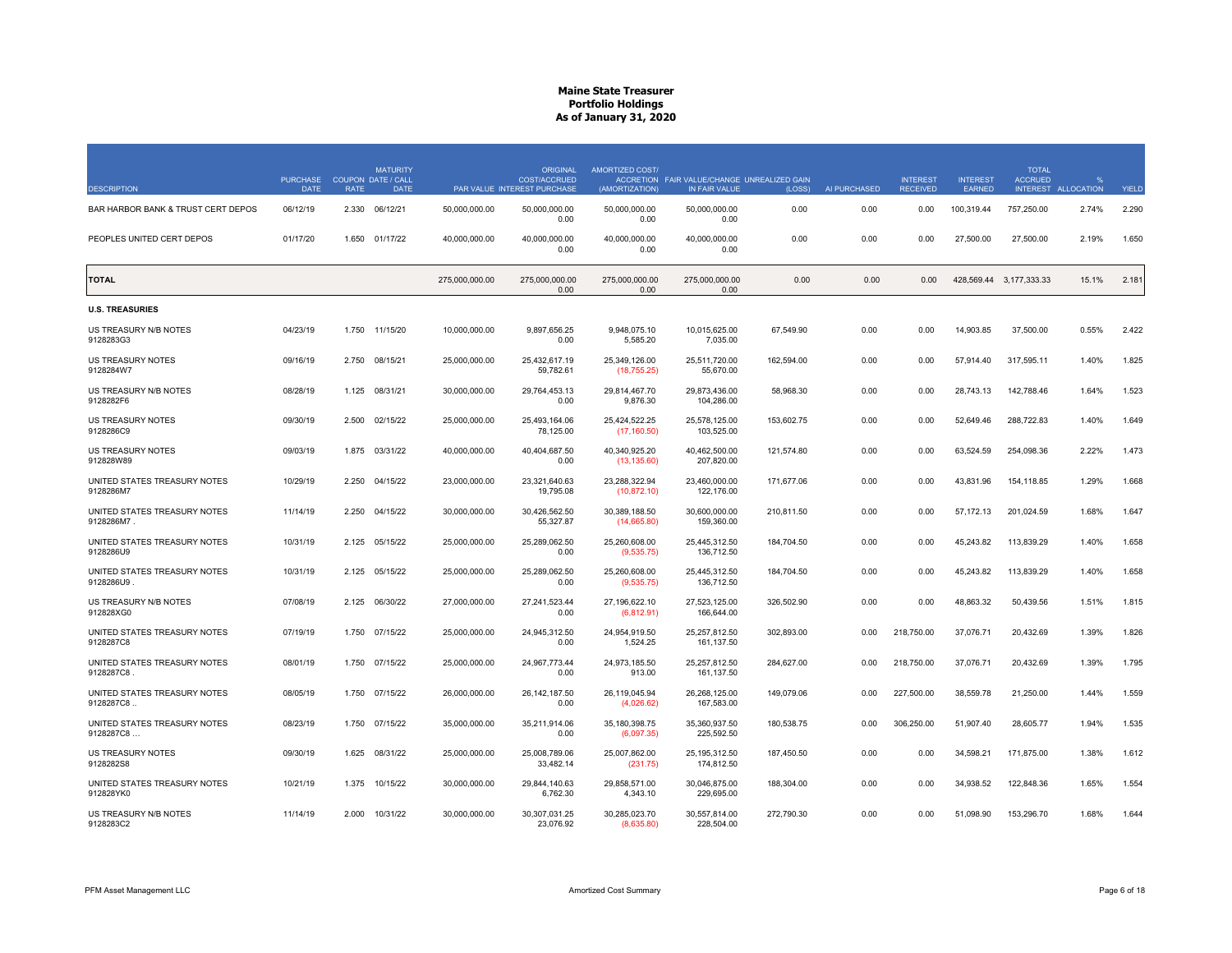# Maine State Treasurer
## Portfolio Holdings
### As of January 31, 2020

| DESCRIPTION | PURCHASE DATE | COUPON RATE | MATURITY DATE / CALL DATE | PAR VALUE | ORIGINAL COST/ACCRUED INTEREST PURCHASE | AMORTIZED COST/ ACCRETION (AMORTIZATION) | FAIR VALUE/CHANGE IN FAIR VALUE | UNREALIZED GAIN (LOSS) | AI PURCHASED | INTEREST RECEIVED | INTEREST EARNED | TOTAL ACCRUED INTEREST | % ALLOCATION | YIELD |
|---|---|---|---|---|---|---|---|---|---|---|---|---|---|---|
| BAR HARBOR BANK & TRUST CERT DEPOS | 06/12/19 | 2.330 | 06/12/21 | 50,000,000.00 | 50,000,000.00<br>0.00 | 50,000,000.00<br>0.00 | 50,000,000.00<br>0.00 | 0.00 | 0.00 | 0.00 | 100,319.44 | 757,250.00 | 2.74% | 2.290 |
| PEOPLES UNITED CERT DEPOS | 01/17/20 | 1.650 | 01/17/22 | 40,000,000.00 | 40,000,000.00<br>0.00 | 40,000,000.00<br>0.00 | 40,000,000.00<br>0.00 | 0.00 | 0.00 | 0.00 | 27,500.00 | 27,500.00 | 2.19% | 1.650 |
| **TOTAL** | | | | 275,000,000.00 | 275,000,000.00<br>0.00 | 275,000,000.00<br>0.00 | 275,000,000.00<br>0.00 | 0.00 | 0.00 | 0.00 | 428,569.44 | 3,177,333.33 | 15.1% | 2.181 |
| **U.S. TREASURIES** | | | | | | | | | | | | | | |
| US TREASURY N/B NOTES<br>9128283G3 | 04/23/19 | 1.750 | 11/15/20 | 10,000,000.00 | 9,897,656.25<br>0.00 | 9,948,075.10<br>5,585.20 | 10,015,625.00<br>7,035.00 | 67,549.90 | 0.00 | 0.00 | 14,903.85 | 37,500.00 | 0.55% | 2.422 |
| US TREASURY NOTES<br>9128284W7 | 09/16/19 | 2.750 | 08/15/21 | 25,000,000.00 | 25,432,617.19<br>59,782.61 | 25,349,126.00<br>(18,755.25) | 25,511,720.00<br>55,670.00 | 162,594.00 | 0.00 | 0.00 | 57,914.40 | 317,595.11 | 1.40% | 1.825 |
| US TREASURY N/B NOTES<br>9128282F6 | 08/28/19 | 1.125 | 08/31/21 | 30,000,000.00 | 29,764,453.13<br>0.00 | 29,814,467.70<br>9,876.30 | 29,873,436.00<br>104,286.00 | 58,968.30 | 0.00 | 0.00 | 28,743.13 | 142,788.46 | 1.64% | 1.523 |
| US TREASURY NOTES<br>9128286C9 | 09/30/19 | 2.500 | 02/15/22 | 25,000,000.00 | 25,493,164.06<br>78,125.00 | 25,424,522.25<br>(17,160.50) | 25,578,125.00<br>103,525.00 | 153,602.75 | 0.00 | 0.00 | 52,649.46 | 288,722.83 | 1.40% | 1.649 |
| US TREASURY NOTES<br>912828W89 | 09/03/19 | 1.875 | 03/31/22 | 40,000,000.00 | 40,404,687.50<br>0.00 | 40,340,925.20<br>(13,135.60) | 40,462,500.00<br>207,820.00 | 121,574.80 | 0.00 | 0.00 | 63,524.59 | 254,098.36 | 2.22% | 1.473 |
| UNITED STATES TREASURY NOTES<br>9128286M7 | 10/29/19 | 2.250 | 04/15/22 | 23,000,000.00 | 23,321,640.63<br>19,795.08 | 23,288,322.94<br>(10,872.10) | 23,460,000.00<br>122,176.00 | 171,677.06 | 0.00 | 0.00 | 43,831.96 | 154,118.85 | 1.29% | 1.668 |
| UNITED STATES TREASURY NOTES<br>9128286M7 . | 11/14/19 | 2.250 | 04/15/22 | 30,000,000.00 | 30,426,562.50<br>55,327.87 | 30,389,188.50<br>(14,665.80) | 30,600,000.00<br>159,360.00 | 210,811.50 | 0.00 | 0.00 | 57,172.13 | 201,024.59 | 1.68% | 1.647 |
| UNITED STATES TREASURY NOTES<br>9128286U9 | 10/31/19 | 2.125 | 05/15/22 | 25,000,000.00 | 25,289,062.50<br>0.00 | 25,260,608.00<br>(9,535.75) | 25,445,312.50<br>136,712.50 | 184,704.50 | 0.00 | 0.00 | 45,243.82 | 113,839.29 | 1.40% | 1.658 |
| UNITED STATES TREASURY NOTES<br>9128286U9 . | 10/31/19 | 2.125 | 05/15/22 | 25,000,000.00 | 25,289,062.50<br>0.00 | 25,260,608.00<br>(9,535.75) | 25,445,312.50<br>136,712.50 | 184,704.50 | 0.00 | 0.00 | 45,243.82 | 113,839.29 | 1.40% | 1.658 |
| US TREASURY N/B NOTES<br>912828XG0 | 07/08/19 | 2.125 | 06/30/22 | 27,000,000.00 | 27,241,523.44<br>0.00 | 27,196,622.10<br>(6,812.91) | 27,523,125.00<br>166,644.00 | 326,502.90 | 0.00 | 0.00 | 48,863.32 | 50,439.56 | 1.51% | 1.815 |
| UNITED STATES TREASURY NOTES<br>9128287C8 | 07/19/19 | 1.750 | 07/15/22 | 25,000,000.00 | 24,945,312.50<br>0.00 | 24,954,919.50<br>1,524.25 | 25,257,812.50<br>161,137.50 | 302,893.00 | 0.00 | 218,750.00 | 37,076.71 | 20,432.69 | 1.39% | 1.826 |
| UNITED STATES TREASURY NOTES<br>9128287C8 . | 08/01/19 | 1.750 | 07/15/22 | 25,000,000.00 | 24,967,773.44<br>0.00 | 24,973,185.50<br>913.00 | 25,257,812.50<br>161,137.50 | 284,627.00 | 0.00 | 218,750.00 | 37,076.71 | 20,432.69 | 1.39% | 1.795 |
| UNITED STATES TREASURY NOTES<br>9128287C8 .. | 08/05/19 | 1.750 | 07/15/22 | 26,000,000.00 | 26,142,187.50<br>0.00 | 26,119,045.94<br>(4,026.62) | 26,268,125.00<br>167,583.00 | 149,079.06 | 0.00 | 227,500.00 | 38,559.78 | 21,250.00 | 1.44% | 1.559 |
| UNITED STATES TREASURY NOTES<br>9128287C8 ... | 08/23/19 | 1.750 | 07/15/22 | 35,000,000.00 | 35,211,914.06<br>0.00 | 35,180,398.75<br>(6,097.35) | 35,360,937.50<br>225,592.50 | 180,538.75 | 0.00 | 306,250.00 | 51,907.40 | 28,605.77 | 1.94% | 1.535 |
| US TREASURY NOTES<br>9128282S8 | 09/30/19 | 1.625 | 08/31/22 | 25,000,000.00 | 25,008,789.06<br>33,482.14 | 25,007,862.00<br>(231.75) | 25,195,312.50<br>174,812.50 | 187,450.50 | 0.00 | 0.00 | 34,598.21 | 171,875.00 | 1.38% | 1.612 |
| UNITED STATES TREASURY NOTES<br>912828YK0 | 10/21/19 | 1.375 | 10/15/22 | 30,000,000.00 | 29,844,140.63<br>6,762.30 | 29,858,571.00<br>4,343.10 | 30,046,875.00<br>229,695.00 | 188,304.00 | 0.00 | 0.00 | 34,938.52 | 122,848.36 | 1.65% | 1.554 |
| US TREASURY N/B NOTES<br>9128283C2 | 11/14/19 | 2.000 | 10/31/22 | 30,000,000.00 | 30,307,031.25<br>23,076.92 | 30,285,023.70<br>(8,635.80) | 30,557,814.00<br>228,504.00 | 272,790.30 | 0.00 | 0.00 | 51,098.90 | 153,296.70 | 1.68% | 1.644 |

PFM Asset Management LLC — Amortized Cost Summary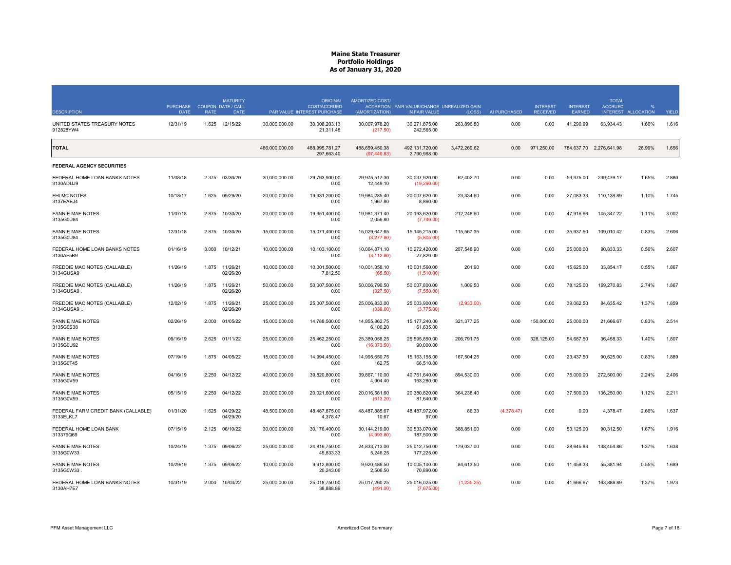# Maine State Treasurer
## Portfolio Holdings
## As of January 31, 2020

| DESCRIPTION | PURCHASE DATE | COUPON RATE | MATURITY DATE / CALL DATE | PAR VALUE | ORIGINAL COST/ACCRUED INTEREST PURCHASE | AMORTIZED COST/ ACCRETION (AMORTIZATION) | FAIR VALUE/CHANGE IN FAIR VALUE | UNREALIZED GAIN (LOSS) | AI PURCHASED | INTEREST RECEIVED | INTEREST EARNED | TOTAL ACCRUED INTEREST | % ALLOCATION | YIELD |
|---|---|---|---|---|---|---|---|---|---|---|---|---|---|---|
| UNITED STATES TREASURY NOTES 912828YW4 | 12/31/19 | 1.625 | 12/15/22 | 30,000,000.00 | 30,008,203.13 21,311.48 | 30,007,978.20 (217.50) | 30,271,875.00 242,565.00 | 263,896.80 | 0.00 | 0.00 | 41,290.99 | 63,934.43 | 1.66% | 1.616 |
| **TOTAL** | | | | 486,000,000.00 | 488,995,781.27 297,663.40 | 488,659,450.38 (97,440.83) | 492,131,720.00 2,790,968.00 | 3,472,269.62 | 0.00 | 971,250.00 | 784,637.70 | 2,276,641.98 | 26.99% | 1.656 |
| **FEDERAL AGENCY SECURITIES** | | | | | | | | | | | | | | |
| FEDERAL HOME LOAN BANKS NOTES 3130ADUJ9 | 11/08/18 | 2.375 | 03/30/20 | 30,000,000.00 | 29,793,900.00 0.00 | 29,975,517.30 12,449.10 | 30,037,920.00 (19,290.00) | 62,402.70 | 0.00 | 0.00 | 59,375.00 | 239,479.17 | 1.65% | 2.880 |
| FHLMC NOTES 3137EAEJ4 | 10/18/17 | 1.625 | 09/29/20 | 20,000,000.00 | 19,931,200.00 0.00 | 19,984,285.40 1,967.80 | 20,007,620.00 8,860.00 | 23,334.60 | 0.00 | 0.00 | 27,083.33 | 110,138.89 | 1.10% | 1.745 |
| FANNIE MAE NOTES 3135G0U84 | 11/07/18 | 2.875 | 10/30/20 | 20,000,000.00 | 19,951,400.00 0.00 | 19,981,371.40 2,056.80 | 20,193,620.00 (7,740.00) | 212,248.60 | 0.00 | 0.00 | 47,916.66 | 145,347.22 | 1.11% | 3.002 |
| FANNIE MAE NOTES 3135G0U84 . | 12/31/18 | 2.875 | 10/30/20 | 15,000,000.00 | 15,071,400.00 0.00 | 15,029,647.65 (3,277.80) | 15,145,215.00 (5,805.00) | 115,567.35 | 0.00 | 0.00 | 35,937.50 | 109,010.42 | 0.83% | 2.606 |
| FEDERAL HOME LOAN BANKS NOTES 3130AF5B9 | 01/16/19 | 3.000 | 10/12/21 | 10,000,000.00 | 10,103,100.00 0.00 | 10,064,871.10 (3,112.80) | 10,272,420.00 27,820.00 | 207,548.90 | 0.00 | 0.00 | 25,000.00 | 90,833.33 | 0.56% | 2.607 |
| FREDDIE MAC NOTES (CALLABLE) 3134GUSA9 | 11/26/19 | 1.875 | 11/26/21 02/26/20 | 10,000,000.00 | 10,001,500.00 7,812.50 | 10,001,358.10 (65.50) | 10,001,560.00 (1,510.00) | 201.90 | 0.00 | 0.00 | 15,625.00 | 33,854.17 | 0.55% | 1.867 |
| FREDDIE MAC NOTES (CALLABLE) 3134GUSA9 . | 11/26/19 | 1.875 | 11/26/21 02/26/20 | 50,000,000.00 | 50,007,500.00 0.00 | 50,006,790.50 (327.50) | 50,007,800.00 (7,550.00) | 1,009.50 | 0.00 | 0.00 | 78,125.00 | 169,270.83 | 2.74% | 1.867 |
| FREDDIE MAC NOTES (CALLABLE) 3134GUSA9 .. | 12/02/19 | 1.875 | 11/26/21 02/26/20 | 25,000,000.00 | 25,007,500.00 0.00 | 25,006,833.00 (339.00) | 25,003,900.00 (3,775.00) | (2,933.00) | 0.00 | 0.00 | 39,062.50 | 84,635.42 | 1.37% | 1.859 |
| FANNIE MAE NOTES 3135G0S38 | 02/26/19 | 2.000 | 01/05/22 | 15,000,000.00 | 14,788,500.00 0.00 | 14,855,862.75 6,100.20 | 15,177,240.00 61,635.00 | 321,377.25 | 0.00 | 150,000.00 | 25,000.00 | 21,666.67 | 0.83% | 2.514 |
| FANNIE MAE NOTES 3135G0U92 | 09/16/19 | 2.625 | 01/11/22 | 25,000,000.00 | 25,462,250.00 0.00 | 25,389,058.25 (16,373.50) | 25,595,850.00 90,000.00 | 206,791.75 | 0.00 | 328,125.00 | 54,687.50 | 36,458.33 | 1.40% | 1.807 |
| FANNIE MAE NOTES 3135G0T45 | 07/19/19 | 1.875 | 04/05/22 | 15,000,000.00 | 14,994,450.00 0.00 | 14,995,650.75 162.75 | 15,163,155.00 66,510.00 | 167,504.25 | 0.00 | 0.00 | 23,437.50 | 90,625.00 | 0.83% | 1.889 |
| FANNIE MAE NOTES 3135G0V59 | 04/16/19 | 2.250 | 04/12/22 | 40,000,000.00 | 39,820,800.00 0.00 | 39,867,110.00 4,904.40 | 40,761,640.00 163,280.00 | 894,530.00 | 0.00 | 0.00 | 75,000.00 | 272,500.00 | 2.24% | 2.406 |
| FANNIE MAE NOTES 3135G0V59 . | 05/15/19 | 2.250 | 04/12/22 | 20,000,000.00 | 20,021,600.00 0.00 | 20,016,581.60 (613.20) | 20,380,820.00 81,640.00 | 364,238.40 | 0.00 | 0.00 | 37,500.00 | 136,250.00 | 1.12% | 2.211 |
| FEDERAL FARM CREDIT BANK (CALLABLE) 3133ELKL7 | 01/31/20 | 1.625 | 04/29/22 04/29/20 | 48,500,000.00 | 48,487,875.00 4,378.47 | 48,487,885.67 10.67 | 48,487,972.00 97.00 | 86.33 | (4,378.47) | 0.00 | 0.00 | 4,378.47 | 2.66% | 1.637 |
| FEDERAL HOME LOAN BANK 313379Q69 | 07/15/19 | 2.125 | 06/10/22 | 30,000,000.00 | 30,176,400.00 0.00 | 30,144,219.00 (4,993.80) | 30,533,070.00 187,500.00 | 388,851.00 | 0.00 | 0.00 | 53,125.00 | 90,312.50 | 1.67% | 1.916 |
| FANNIE MAE NOTES 3135G0W33 | 10/24/19 | 1.375 | 09/06/22 | 25,000,000.00 | 24,816,750.00 45,833.33 | 24,833,713.00 5,246.25 | 25,012,750.00 177,225.00 | 179,037.00 | 0.00 | 0.00 | 28,645.83 | 138,454.86 | 1.37% | 1.638 |
| FANNIE MAE NOTES 3135G0W33 . | 10/29/19 | 1.375 | 09/06/22 | 10,000,000.00 | 9,912,800.00 20,243.06 | 9,920,486.50 2,506.50 | 10,005,100.00 70,890.00 | 84,613.50 | 0.00 | 0.00 | 11,458.33 | 55,381.94 | 0.55% | 1.689 |
| FEDERAL HOME LOAN BANKS NOTES 3130AH7E7 | 10/31/19 | 2.000 | 10/03/22 | 25,000,000.00 | 25,018,750.00 38,888.89 | 25,017,260.25 (491.00) | 25,016,025.00 (7,675.00) | (1,235.25) | 0.00 | 0.00 | 41,666.67 | 163,888.89 | 1.37% | 1.973 |

PFM Asset Management LLC — Amortized Cost Summary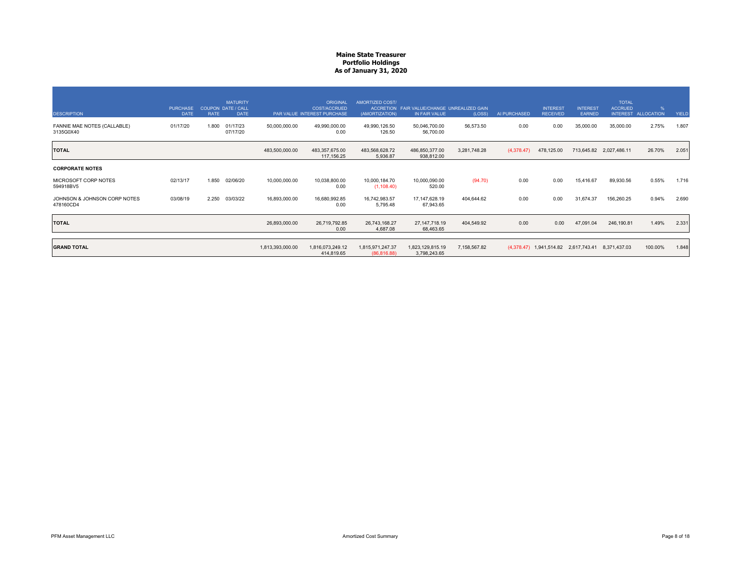# Maine State Treasurer
## Portfolio Holdings
### As of January 31, 2020

| DESCRIPTION | PURCHASE DATE | COUPON RATE | MATURITY DATE / CALL DATE | PAR VALUE | ORIGINAL COST/ACCRUED INTEREST PURCHASE | AMORTIZED COST/ ACCRETION (AMORTIZATION) | FAIR VALUE/CHANGE IN FAIR VALUE | UNREALIZED GAIN (LOSS) | AI PURCHASED | INTEREST RECEIVED | INTEREST EARNED | TOTAL ACCRUED INTEREST | % ALLOCATION | YIELD |
|---|---|---|---|---|---|---|---|---|---|---|---|---|---|---|
| FANNIE MAE NOTES (CALLABLE) 3135G0X40 | 01/17/20 | 1.800 | 01/17/23 07/17/20 | 50,000,000.00 | 49,990,000.00 0.00 | 49,990,126.50 126.50 | 50,046,700.00 56,700.00 | 56,573.50 | 0.00 | 0.00 | 35,000.00 | 35,000.00 | 2.75% | 1.807 |
| **TOTAL** | | | | 483,500,000.00 | 483,357,675.00 117,156.25 | 483,568,628.72 5,936.87 | 486,850,377.00 938,812.00 | 3,281,748.28 | (4,378.47) | 478,125.00 | 713,645.82 | 2,027,486.11 | 26.70% | 2.051 |
| **CORPORATE NOTES** | | | | | | | | | | | | | | |
| MICROSOFT CORP NOTES 594918BV5 | 02/13/17 | 1.850 | 02/06/20 | 10,000,000.00 | 10,038,800.00 0.00 | 10,000,184.70 (1,108.40) | 10,000,090.00 520.00 | (94.70) | 0.00 | 0.00 | 15,416.67 | 89,930.56 | 0.55% | 1.716 |
| JOHNSON & JOHNSON CORP NOTES 478160CD4 | 03/08/19 | 2.250 | 03/03/22 | 16,893,000.00 | 16,680,992.85 0.00 | 16,742,983.57 5,795.48 | 17,147,628.19 67,943.65 | 404,644.62 | 0.00 | 0.00 | 31,674.37 | 156,260.25 | 0.94% | 2.690 |
| **TOTAL** | | | | 26,893,000.00 | 26,719,792.85 0.00 | 26,743,168.27 4,687.08 | 27,147,718.19 68,463.65 | 404,549.92 | 0.00 | 0.00 | 47,091.04 | 246,190.81 | 1.49% | 2.331 |
| **GRAND TOTAL** | | | | 1,813,393,000.00 | 1,816,073,249.12 414,819.65 | 1,815,971,247.37 (86,816.88) | 1,823,129,815.19 3,798,243.65 | 7,158,567.82 | (4,378.47) | 1,941,514.82 | 2,617,743.41 | 8,371,437.03 | 100.00% | 1.848 |

PFM Asset Management LLC

Amortized Cost Summary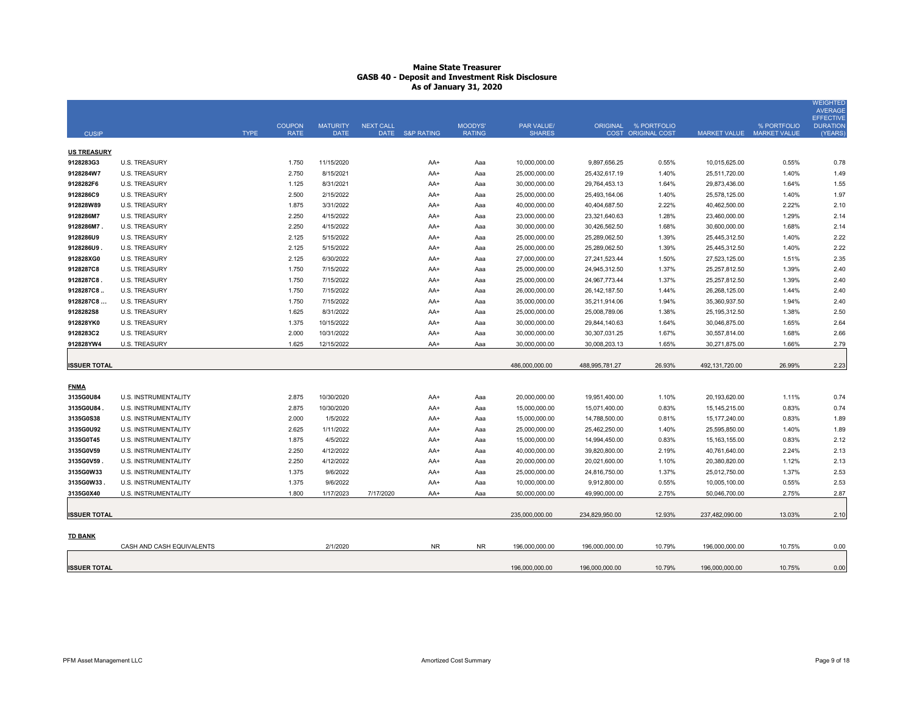# Maine State Treasurer
## GASB 40 - Deposit and Investment Risk Disclosure
### As of January 31, 2020

| CUSIP | TYPE | COUPON RATE | MATURITY DATE | NEXT CALL DATE | S&P RATING | MOODYS' RATING | PAR VALUE/ SHARES | ORIGINAL COST | % PORTFOLIO ORIGINAL COST | MARKET VALUE | % PORTFOLIO MARKET VALUE | WEIGHTED AVERAGE EFFECTIVE DURATION (YEARS) |
|---|---|---|---|---|---|---|---|---|---|---|---|---|
| **US TREASURY** | | | | | | | | | | | | |
| **9128283G3** | U.S. TREASURY | 1.750 | 11/15/2020 | | AA+ | Aaa | 10,000,000.00 | 9,897,656.25 | 0.55% | 10,015,625.00 | 0.55% | 0.78 |
| **9128284W7** | U.S. TREASURY | 2.750 | 8/15/2021 | | AA+ | Aaa | 25,000,000.00 | 25,432,617.19 | 1.40% | 25,511,720.00 | 1.40% | 1.49 |
| **9128282F6** | U.S. TREASURY | 1.125 | 8/31/2021 | | AA+ | Aaa | 30,000,000.00 | 29,764,453.13 | 1.64% | 29,873,436.00 | 1.64% | 1.55 |
| **9128286C9** | U.S. TREASURY | 2.500 | 2/15/2022 | | AA+ | Aaa | 25,000,000.00 | 25,493,164.06 | 1.40% | 25,578,125.00 | 1.40% | 1.97 |
| **912828W89** | U.S. TREASURY | 1.875 | 3/31/2022 | | AA+ | Aaa | 40,000,000.00 | 40,404,687.50 | 2.22% | 40,462,500.00 | 2.22% | 2.10 |
| **9128286M7** | U.S. TREASURY | 2.250 | 4/15/2022 | | AA+ | Aaa | 23,000,000.00 | 23,321,640.63 | 1.28% | 23,460,000.00 | 1.29% | 2.14 |
| **9128286M7 .** | U.S. TREASURY | 2.250 | 4/15/2022 | | AA+ | Aaa | 30,000,000.00 | 30,426,562.50 | 1.68% | 30,600,000.00 | 1.68% | 2.14 |
| **9128286U9** | U.S. TREASURY | 2.125 | 5/15/2022 | | AA+ | Aaa | 25,000,000.00 | 25,289,062.50 | 1.39% | 25,445,312.50 | 1.40% | 2.22 |
| **9128286U9 .** | U.S. TREASURY | 2.125 | 5/15/2022 | | AA+ | Aaa | 25,000,000.00 | 25,289,062.50 | 1.39% | 25,445,312.50 | 1.40% | 2.22 |
| **912828XG0** | U.S. TREASURY | 2.125 | 6/30/2022 | | AA+ | Aaa | 27,000,000.00 | 27,241,523.44 | 1.50% | 27,523,125.00 | 1.51% | 2.35 |
| **9128287C8** | U.S. TREASURY | 1.750 | 7/15/2022 | | AA+ | Aaa | 25,000,000.00 | 24,945,312.50 | 1.37% | 25,257,812.50 | 1.39% | 2.40 |
| **9128287C8 .** | U.S. TREASURY | 1.750 | 7/15/2022 | | AA+ | Aaa | 25,000,000.00 | 24,967,773.44 | 1.37% | 25,257,812.50 | 1.39% | 2.40 |
| **9128287C8 ..** | U.S. TREASURY | 1.750 | 7/15/2022 | | AA+ | Aaa | 26,000,000.00 | 26,142,187.50 | 1.44% | 26,268,125.00 | 1.44% | 2.40 |
| **9128287C8 ...** | U.S. TREASURY | 1.750 | 7/15/2022 | | AA+ | Aaa | 35,000,000.00 | 35,211,914.06 | 1.94% | 35,360,937.50 | 1.94% | 2.40 |
| **9128282S8** | U.S. TREASURY | 1.625 | 8/31/2022 | | AA+ | Aaa | 25,000,000.00 | 25,008,789.06 | 1.38% | 25,195,312.50 | 1.38% | 2.50 |
| **912828YK0** | U.S. TREASURY | 1.375 | 10/15/2022 | | AA+ | Aaa | 30,000,000.00 | 29,844,140.63 | 1.64% | 30,046,875.00 | 1.65% | 2.64 |
| **9128283C2** | U.S. TREASURY | 2.000 | 10/31/2022 | | AA+ | Aaa | 30,000,000.00 | 30,307,031.25 | 1.67% | 30,557,814.00 | 1.68% | 2.66 |
| **912828YW4** | U.S. TREASURY | 1.625 | 12/15/2022 | | AA+ | Aaa | 30,000,000.00 | 30,008,203.13 | 1.65% | 30,271,875.00 | 1.66% | 2.79 |
| **ISSUER TOTAL** | | | | | | | 486,000,000.00 | 488,995,781.27 | 26.93% | 492,131,720.00 | 26.99% | 2.23 |
| **FNMA** | | | | | | | | | | | | |
| **3135G0U84** | U.S. INSTRUMENTALITY | 2.875 | 10/30/2020 | | AA+ | Aaa | 20,000,000.00 | 19,951,400.00 | 1.10% | 20,193,620.00 | 1.11% | 0.74 |
| **3135G0U84 .** | U.S. INSTRUMENTALITY | 2.875 | 10/30/2020 | | AA+ | Aaa | 15,000,000.00 | 15,071,400.00 | 0.83% | 15,145,215.00 | 0.83% | 0.74 |
| **3135G0S38** | U.S. INSTRUMENTALITY | 2.000 | 1/5/2022 | | AA+ | Aaa | 15,000,000.00 | 14,788,500.00 | 0.81% | 15,177,240.00 | 0.83% | 1.89 |
| **3135G0U92** | U.S. INSTRUMENTALITY | 2.625 | 1/11/2022 | | AA+ | Aaa | 25,000,000.00 | 25,462,250.00 | 1.40% | 25,595,850.00 | 1.40% | 1.89 |
| **3135G0T45** | U.S. INSTRUMENTALITY | 1.875 | 4/5/2022 | | AA+ | Aaa | 15,000,000.00 | 14,994,450.00 | 0.83% | 15,163,155.00 | 0.83% | 2.12 |
| **3135G0V59** | U.S. INSTRUMENTALITY | 2.250 | 4/12/2022 | | AA+ | Aaa | 40,000,000.00 | 39,820,800.00 | 2.19% | 40,761,640.00 | 2.24% | 2.13 |
| **3135G0V59 .** | U.S. INSTRUMENTALITY | 2.250 | 4/12/2022 | | AA+ | Aaa | 20,000,000.00 | 20,021,600.00 | 1.10% | 20,380,820.00 | 1.12% | 2.13 |
| **3135G0W33** | U.S. INSTRUMENTALITY | 1.375 | 9/6/2022 | | AA+ | Aaa | 25,000,000.00 | 24,816,750.00 | 1.37% | 25,012,750.00 | 1.37% | 2.53 |
| **3135G0W33 .** | U.S. INSTRUMENTALITY | 1.375 | 9/6/2022 | | AA+ | Aaa | 10,000,000.00 | 9,912,800.00 | 0.55% | 10,005,100.00 | 0.55% | 2.53 |
| **3135G0X40** | U.S. INSTRUMENTALITY | 1.800 | 1/17/2023 | 7/17/2020 | AA+ | Aaa | 50,000,000.00 | 49,990,000.00 | 2.75% | 50,046,700.00 | 2.75% | 2.87 |
| **ISSUER TOTAL** | | | | | | | 235,000,000.00 | 234,829,950.00 | 12.93% | 237,482,090.00 | 13.03% | 2.10 |
| **TD BANK** | | | | | | | | | | | | |
| | CASH AND CASH EQUIVALENTS | | 2/1/2020 | | NR | NR | 196,000,000.00 | 196,000,000.00 | 10.79% | 196,000,000.00 | 10.75% | 0.00 |
| **ISSUER TOTAL** | | | | | | | 196,000,000.00 | 196,000,000.00 | 10.79% | 196,000,000.00 | 10.75% | 0.00 |

PFM Asset Management LLC — Amortized Cost Summary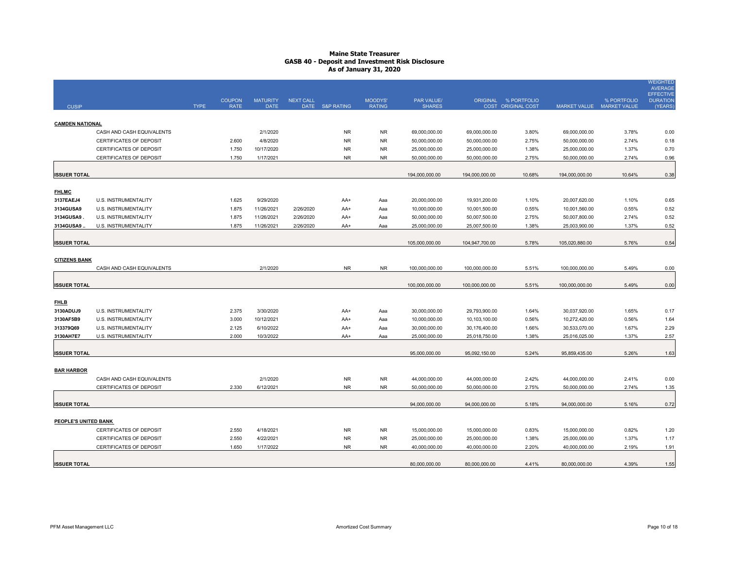# Maine State Treasurer
## GASB 40 - Deposit and Investment Risk Disclosure
### As of January 31, 2020

| CUSIP | | TYPE | COUPON RATE | MATURITY DATE | NEXT CALL DATE | S&P RATING | MOODYS' RATING | PAR VALUE/ SHARES | ORIGINAL COST | % PORTFOLIO ORIGINAL COST | MARKET VALUE | % PORTFOLIO MARKET VALUE | WEIGHTED AVERAGE EFFECTIVE DURATION (YEARS) |
|---|---|---|---|---|---|---|---|---|---|---|---|---|---|
| **CAMDEN NATIONAL** | | | | | | | | | | | | | |
| | CASH AND CASH EQUIVALENTS | | | 2/1/2020 | | NR | NR | 69,000,000.00 | 69,000,000.00 | 3.80% | 69,000,000.00 | 3.78% | 0.00 |
| | CERTIFICATES OF DEPOSIT | | 2.600 | 4/8/2020 | | NR | NR | 50,000,000.00 | 50,000,000.00 | 2.75% | 50,000,000.00 | 2.74% | 0.18 |
| | CERTIFICATES OF DEPOSIT | | 1.750 | 10/17/2020 | | NR | NR | 25,000,000.00 | 25,000,000.00 | 1.38% | 25,000,000.00 | 1.37% | 0.70 |
| | CERTIFICATES OF DEPOSIT | | 1.750 | 1/17/2021 | | NR | NR | 50,000,000.00 | 50,000,000.00 | 2.75% | 50,000,000.00 | 2.74% | 0.96 |
| **ISSUER TOTAL** | | | | | | | | 194,000,000.00 | 194,000,000.00 | 10.68% | 194,000,000.00 | 10.64% | 0.38 |
| **FHLMC** | | | | | | | | | | | | | |
| 3137EAEJ4 | U.S. INSTRUMENTALITY | | 1.625 | 9/29/2020 | | AA+ | Aaa | 20,000,000.00 | 19,931,200.00 | 1.10% | 20,007,620.00 | 1.10% | 0.65 |
| 3134GUSA9 | U.S. INSTRUMENTALITY | | 1.875 | 11/26/2021 | 2/26/2020 | AA+ | Aaa | 10,000,000.00 | 10,001,500.00 | 0.55% | 10,001,560.00 | 0.55% | 0.52 |
| 3134GUSA9 . | U.S. INSTRUMENTALITY | | 1.875 | 11/26/2021 | 2/26/2020 | AA+ | Aaa | 50,000,000.00 | 50,007,500.00 | 2.75% | 50,007,800.00 | 2.74% | 0.52 |
| 3134GUSA9 .. | U.S. INSTRUMENTALITY | | 1.875 | 11/26/2021 | 2/26/2020 | AA+ | Aaa | 25,000,000.00 | 25,007,500.00 | 1.38% | 25,003,900.00 | 1.37% | 0.52 |
| **ISSUER TOTAL** | | | | | | | | 105,000,000.00 | 104,947,700.00 | 5.78% | 105,020,880.00 | 5.76% | 0.54 |
| **CITIZENS BANK** | | | | | | | | | | | | | |
| | CASH AND CASH EQUIVALENTS | | | 2/1/2020 | | NR | NR | 100,000,000.00 | 100,000,000.00 | 5.51% | 100,000,000.00 | 5.49% | 0.00 |
| **ISSUER TOTAL** | | | | | | | | 100,000,000.00 | 100,000,000.00 | 5.51% | 100,000,000.00 | 5.49% | 0.00 |
| **FHLB** | | | | | | | | | | | | | |
| 3130ADUJ9 | U.S. INSTRUMENTALITY | | 2.375 | 3/30/2020 | | AA+ | Aaa | 30,000,000.00 | 29,793,900.00 | 1.64% | 30,037,920.00 | 1.65% | 0.17 |
| 3130AF5B9 | U.S. INSTRUMENTALITY | | 3.000 | 10/12/2021 | | AA+ | Aaa | 10,000,000.00 | 10,103,100.00 | 0.56% | 10,272,420.00 | 0.56% | 1.64 |
| 313379Q69 | U.S. INSTRUMENTALITY | | 2.125 | 6/10/2022 | | AA+ | Aaa | 30,000,000.00 | 30,176,400.00 | 1.66% | 30,533,070.00 | 1.67% | 2.29 |
| 3130AH7E7 | U.S. INSTRUMENTALITY | | 2.000 | 10/3/2022 | | AA+ | Aaa | 25,000,000.00 | 25,018,750.00 | 1.38% | 25,016,025.00 | 1.37% | 2.57 |
| **ISSUER TOTAL** | | | | | | | | 95,000,000.00 | 95,092,150.00 | 5.24% | 95,859,435.00 | 5.26% | 1.63 |
| **BAR HARBOR** | | | | | | | | | | | | | |
| | CASH AND CASH EQUIVALENTS | | | 2/1/2020 | | NR | NR | 44,000,000.00 | 44,000,000.00 | 2.42% | 44,000,000.00 | 2.41% | 0.00 |
| | CERTIFICATES OF DEPOSIT | | 2.330 | 6/12/2021 | | NR | NR | 50,000,000.00 | 50,000,000.00 | 2.75% | 50,000,000.00 | 2.74% | 1.35 |
| **ISSUER TOTAL** | | | | | | | | 94,000,000.00 | 94,000,000.00 | 5.18% | 94,000,000.00 | 5.16% | 0.72 |
| **PEOPLE'S UNITED BANK** | | | | | | | | | | | | | |
| | CERTIFICATES OF DEPOSIT | | 2.550 | 4/18/2021 | | NR | NR | 15,000,000.00 | 15,000,000.00 | 0.83% | 15,000,000.00 | 0.82% | 1.20 |
| | CERTIFICATES OF DEPOSIT | | 2.550 | 4/22/2021 | | NR | NR | 25,000,000.00 | 25,000,000.00 | 1.38% | 25,000,000.00 | 1.37% | 1.17 |
| | CERTIFICATES OF DEPOSIT | | 1.650 | 1/17/2022 | | NR | NR | 40,000,000.00 | 40,000,000.00 | 2.20% | 40,000,000.00 | 2.19% | 1.91 |
| **ISSUER TOTAL** | | | | | | | | 80,000,000.00 | 80,000,000.00 | 4.41% | 80,000,000.00 | 4.39% | 1.55 |

PFM Asset Management LLC — Amortized Cost Summary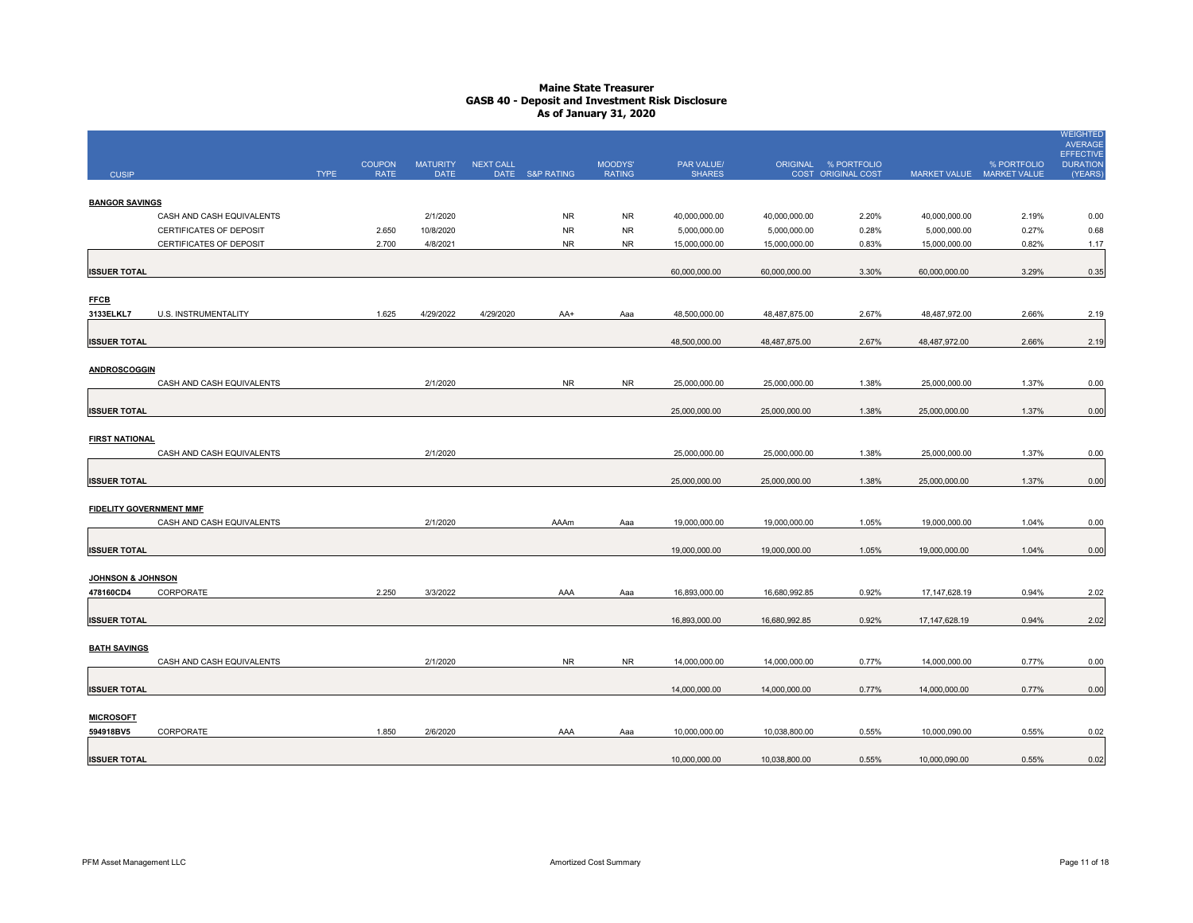# Maine State Treasurer
## GASB 40 - Deposit and Investment Risk Disclosure
### As of January 31, 2020

| CUSIP | | TYPE | COUPON RATE | MATURITY DATE | NEXT CALL DATE | S&P RATING | MOODYS' RATING | PAR VALUE/ SHARES | ORIGINAL COST | % PORTFOLIO ORIGINAL COST | MARKET VALUE | % PORTFOLIO MARKET VALUE | WEIGHTED AVERAGE EFFECTIVE DURATION (YEARS) |
|---|---|---|---|---|---|---|---|---|---|---|---|---|---|
| **BANGOR SAVINGS** | | | | | | | | | | | | | |
| | CASH AND CASH EQUIVALENTS | | | 2/1/2020 | | NR | NR | 40,000,000.00 | 40,000,000.00 | 2.20% | 40,000,000.00 | 2.19% | 0.00 |
| | CERTIFICATES OF DEPOSIT | | 2.650 | 10/8/2020 | | NR | NR | 5,000,000.00 | 5,000,000.00 | 0.28% | 5,000,000.00 | 0.27% | 0.68 |
| | CERTIFICATES OF DEPOSIT | | 2.700 | 4/8/2021 | | NR | NR | 15,000,000.00 | 15,000,000.00 | 0.83% | 15,000,000.00 | 0.82% | 1.17 |
| **ISSUER TOTAL** | | | | | | | | 60,000,000.00 | 60,000,000.00 | 3.30% | 60,000,000.00 | 3.29% | 0.35 |
| **FFCB** | | | | | | | | | | | | | |
| 3133ELKL7 | U.S. INSTRUMENTALITY | | 1.625 | 4/29/2022 | 4/29/2020 | AA+ | Aaa | 48,500,000.00 | 48,487,875.00 | 2.67% | 48,487,972.00 | 2.66% | 2.19 |
| **ISSUER TOTAL** | | | | | | | | 48,500,000.00 | 48,487,875.00 | 2.67% | 48,487,972.00 | 2.66% | 2.19 |
| **ANDROSCOGGIN** | | | | | | | | | | | | | |
| | CASH AND CASH EQUIVALENTS | | | 2/1/2020 | | NR | NR | 25,000,000.00 | 25,000,000.00 | 1.38% | 25,000,000.00 | 1.37% | 0.00 |
| **ISSUER TOTAL** | | | | | | | | 25,000,000.00 | 25,000,000.00 | 1.38% | 25,000,000.00 | 1.37% | 0.00 |
| **FIRST NATIONAL** | | | | | | | | | | | | | |
| | CASH AND CASH EQUIVALENTS | | | 2/1/2020 | | | | 25,000,000.00 | 25,000,000.00 | 1.38% | 25,000,000.00 | 1.37% | 0.00 |
| **ISSUER TOTAL** | | | | | | | | 25,000,000.00 | 25,000,000.00 | 1.38% | 25,000,000.00 | 1.37% | 0.00 |
| **FIDELITY GOVERNMENT MMF** | | | | | | | | | | | | | |
| | CASH AND CASH EQUIVALENTS | | | 2/1/2020 | | AAAm | Aaa | 19,000,000.00 | 19,000,000.00 | 1.05% | 19,000,000.00 | 1.04% | 0.00 |
| **ISSUER TOTAL** | | | | | | | | 19,000,000.00 | 19,000,000.00 | 1.05% | 19,000,000.00 | 1.04% | 0.00 |
| **JOHNSON & JOHNSON** | | | | | | | | | | | | | |
| 478160CD4 | CORPORATE | | 2.250 | 3/3/2022 | | AAA | Aaa | 16,893,000.00 | 16,680,992.85 | 0.92% | 17,147,628.19 | 0.94% | 2.02 |
| **ISSUER TOTAL** | | | | | | | | 16,893,000.00 | 16,680,992.85 | 0.92% | 17,147,628.19 | 0.94% | 2.02 |
| **BATH SAVINGS** | | | | | | | | | | | | | |
| | CASH AND CASH EQUIVALENTS | | | 2/1/2020 | | NR | NR | 14,000,000.00 | 14,000,000.00 | 0.77% | 14,000,000.00 | 0.77% | 0.00 |
| **ISSUER TOTAL** | | | | | | | | 14,000,000.00 | 14,000,000.00 | 0.77% | 14,000,000.00 | 0.77% | 0.00 |
| **MICROSOFT** | | | | | | | | | | | | | |
| 594918BV5 | CORPORATE | | 1.850 | 2/6/2020 | | AAA | Aaa | 10,000,000.00 | 10,038,800.00 | 0.55% | 10,000,090.00 | 0.55% | 0.02 |
| **ISSUER TOTAL** | | | | | | | | 10,000,000.00 | 10,038,800.00 | 0.55% | 10,000,090.00 | 0.55% | 0.02 |

PFM Asset Management LLC — Amortized Cost Summary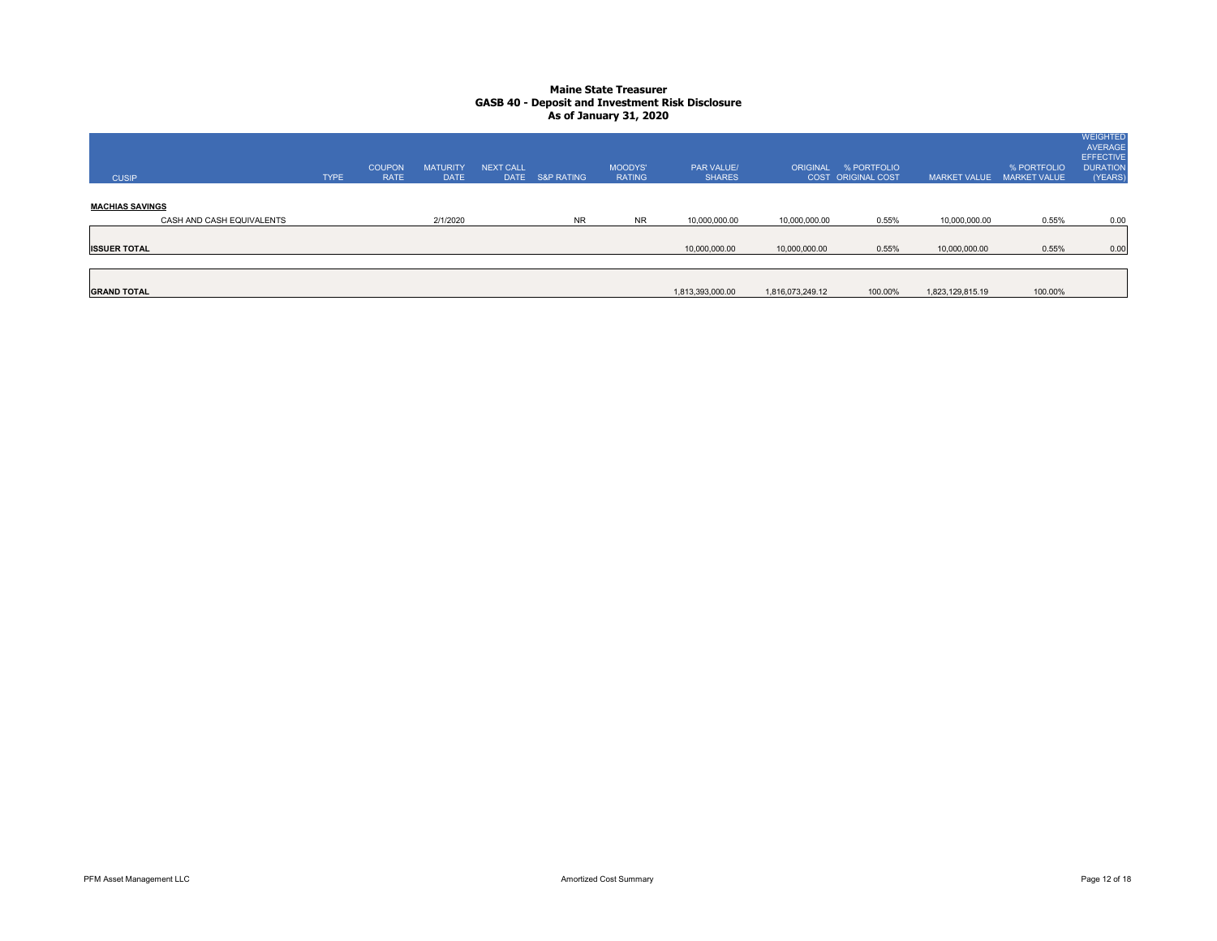# Maine State Treasurer
## GASB 40 - Deposit and Investment Risk Disclosure
### As of January 31, 2020

| CUSIP | TYPE | COUPON RATE | MATURITY DATE | NEXT CALL DATE | S&P RATING | MOODYS' RATING | PAR VALUE/ SHARES | ORIGINAL COST | % PORTFOLIO ORIGINAL COST | MARKET VALUE | % PORTFOLIO MARKET VALUE | WEIGHTED AVERAGE EFFECTIVE DURATION (YEARS) |
|---|---|---|---|---|---|---|---|---|---|---|---|---|
| **MACHIAS SAVINGS** | | | | | | | | | | | | |
| CASH AND CASH EQUIVALENTS | | | 2/1/2020 | | NR | NR | 10,000,000.00 | 10,000,000.00 | 0.55% | 10,000,000.00 | 0.55% | 0.00 |
| **ISSUER TOTAL** | | | | | | | 10,000,000.00 | 10,000,000.00 | 0.55% | 10,000,000.00 | 0.55% | 0.00 |
| **GRAND TOTAL** | | | | | | | 1,813,393,000.00 | 1,816,073,249.12 | 100.00% | 1,823,129,815.19 | 100.00% | |

PFM Asset Management LLC

Amortized Cost Summary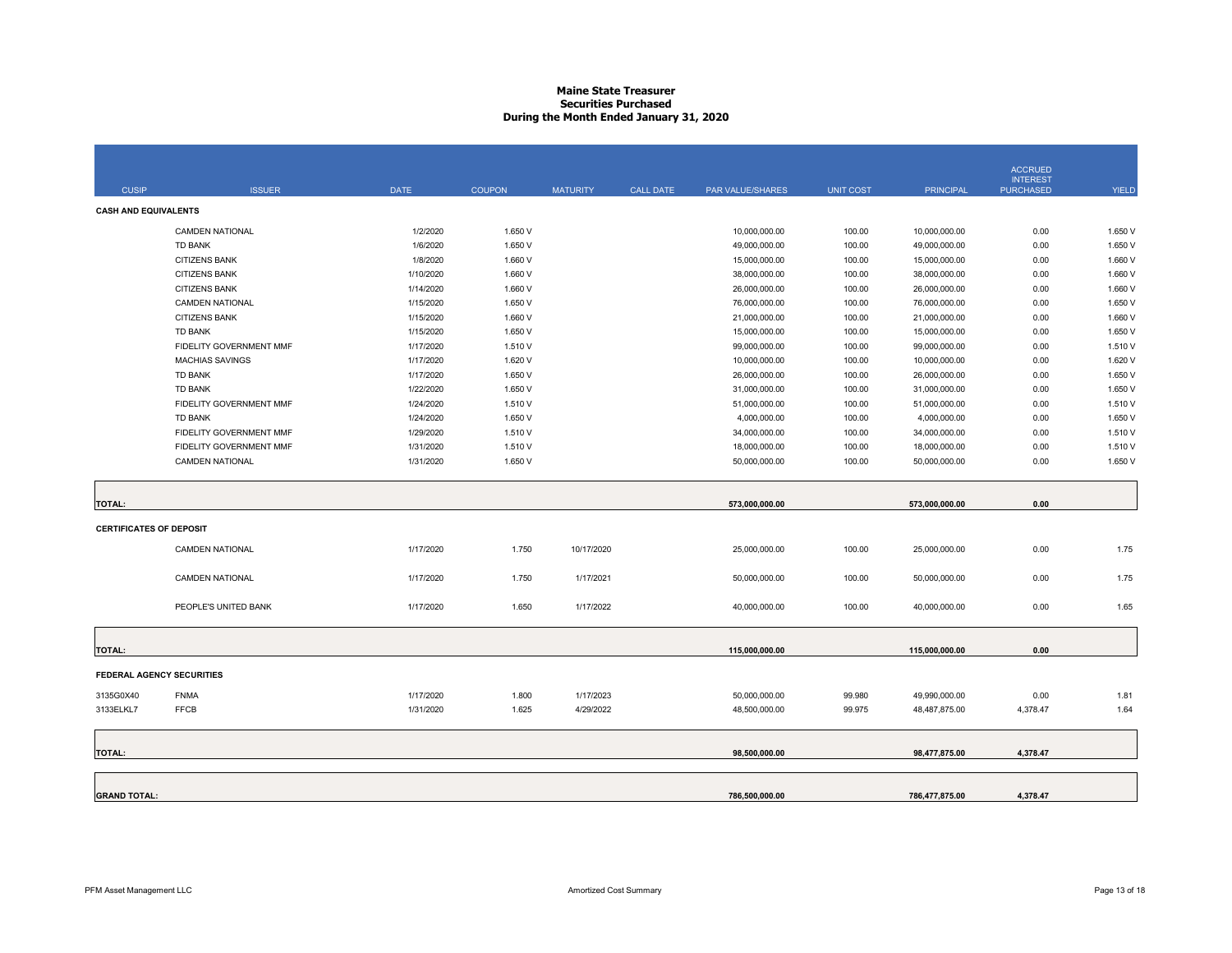# Maine State Treasurer
## Securities Purchased
### During the Month Ended January 31, 2020

| CUSIP | ISSUER | DATE | COUPON | MATURITY | CALL DATE | PAR VALUE/SHARES | UNIT COST | PRINCIPAL | ACCRUED INTEREST PURCHASED | YIELD |
|---|---|---|---|---|---|---|---|---|---|---|
| **CASH AND EQUIVALENTS** | | | | | | | | | | |
| | CAMDEN NATIONAL | 1/2/2020 | 1.650 V | | | 10,000,000.00 | 100.00 | 10,000,000.00 | 0.00 | 1.650 V |
| | TD BANK | 1/6/2020 | 1.650 V | | | 49,000,000.00 | 100.00 | 49,000,000.00 | 0.00 | 1.650 V |
| | CITIZENS BANK | 1/8/2020 | 1.660 V | | | 15,000,000.00 | 100.00 | 15,000,000.00 | 0.00 | 1.660 V |
| | CITIZENS BANK | 1/10/2020 | 1.660 V | | | 38,000,000.00 | 100.00 | 38,000,000.00 | 0.00 | 1.660 V |
| | CITIZENS BANK | 1/14/2020 | 1.660 V | | | 26,000,000.00 | 100.00 | 26,000,000.00 | 0.00 | 1.660 V |
| | CAMDEN NATIONAL | 1/15/2020 | 1.650 V | | | 76,000,000.00 | 100.00 | 76,000,000.00 | 0.00 | 1.650 V |
| | CITIZENS BANK | 1/15/2020 | 1.660 V | | | 21,000,000.00 | 100.00 | 21,000,000.00 | 0.00 | 1.660 V |
| | TD BANK | 1/15/2020 | 1.650 V | | | 15,000,000.00 | 100.00 | 15,000,000.00 | 0.00 | 1.650 V |
| | FIDELITY GOVERNMENT MMF | 1/17/2020 | 1.510 V | | | 99,000,000.00 | 100.00 | 99,000,000.00 | 0.00 | 1.510 V |
| | MACHIAS SAVINGS | 1/17/2020 | 1.620 V | | | 10,000,000.00 | 100.00 | 10,000,000.00 | 0.00 | 1.620 V |
| | TD BANK | 1/17/2020 | 1.650 V | | | 26,000,000.00 | 100.00 | 26,000,000.00 | 0.00 | 1.650 V |
| | TD BANK | 1/22/2020 | 1.650 V | | | 31,000,000.00 | 100.00 | 31,000,000.00 | 0.00 | 1.650 V |
| | FIDELITY GOVERNMENT MMF | 1/24/2020 | 1.510 V | | | 51,000,000.00 | 100.00 | 51,000,000.00 | 0.00 | 1.510 V |
| | TD BANK | 1/24/2020 | 1.650 V | | | 4,000,000.00 | 100.00 | 4,000,000.00 | 0.00 | 1.650 V |
| | FIDELITY GOVERNMENT MMF | 1/29/2020 | 1.510 V | | | 34,000,000.00 | 100.00 | 34,000,000.00 | 0.00 | 1.510 V |
| | FIDELITY GOVERNMENT MMF | 1/31/2020 | 1.510 V | | | 18,000,000.00 | 100.00 | 18,000,000.00 | 0.00 | 1.510 V |
| | CAMDEN NATIONAL | 1/31/2020 | 1.650 V | | | 50,000,000.00 | 100.00 | 50,000,000.00 | 0.00 | 1.650 V |
| **TOTAL:** | | | | | | **573,000,000.00** | | **573,000,000.00** | **0.00** | |
| **CERTIFICATES OF DEPOSIT** | | | | | | | | | | |
| | CAMDEN NATIONAL | 1/17/2020 | 1.750 | 10/17/2020 | | 25,000,000.00 | 100.00 | 25,000,000.00 | 0.00 | 1.75 |
| | CAMDEN NATIONAL | 1/17/2020 | 1.750 | 1/17/2021 | | 50,000,000.00 | 100.00 | 50,000,000.00 | 0.00 | 1.75 |
| | PEOPLE'S UNITED BANK | 1/17/2020 | 1.650 | 1/17/2022 | | 40,000,000.00 | 100.00 | 40,000,000.00 | 0.00 | 1.65 |
| **TOTAL:** | | | | | | **115,000,000.00** | | **115,000,000.00** | **0.00** | |
| **FEDERAL AGENCY SECURITIES** | | | | | | | | | | |
| 3135G0X40 | FNMA | 1/17/2020 | 1.800 | 1/17/2023 | | 50,000,000.00 | 99.980 | 49,990,000.00 | 0.00 | 1.81 |
| 3133ELKL7 | FFCB | 1/31/2020 | 1.625 | 4/29/2022 | | 48,500,000.00 | 99.975 | 48,487,875.00 | 4,378.47 | 1.64 |
| **TOTAL:** | | | | | | **98,500,000.00** | | **98,477,875.00** | **4,378.47** | |
| **GRAND TOTAL:** | | | | | | **786,500,000.00** | | **786,477,875.00** | **4,378.47** | |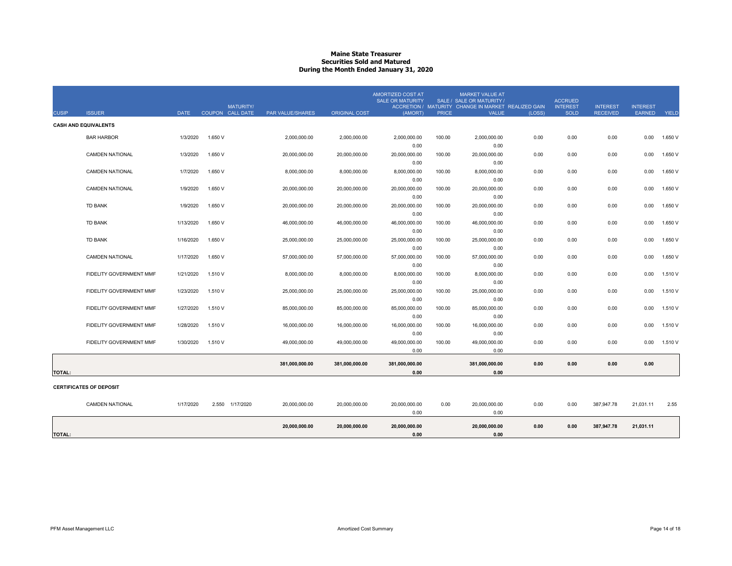# Maine State Treasurer
## Securities Sold and Matured
### During the Month Ended January 31, 2020

| CUSIP | ISSUER | DATE | COUPON | MATURITY/ CALL DATE | PAR VALUE/SHARES | ORIGINAL COST | AMORTIZED COST AT SALE OR MATURITY ACCRETION / (AMORT) | SALE / MATURITY PRICE | MARKET VALUE AT SALE OR MATURITY / CHANGE IN MARKET VALUE | REALIZED GAIN (LOSS) | ACCRUED INTEREST SOLD | INTEREST RECEIVED | INTEREST EARNED | YIELD |
|---|---|---|---|---|---|---|---|---|---|---|---|---|---|---|
| **CASH AND EQUIVALENTS** | | | | | | | | | | | | | | |
| | BAR HARBOR | 1/3/2020 | 1.650 V | | 2,000,000.00 | 2,000,000.00 | 2,000,000.00<br>0.00 | 100.00 | 2,000,000.00<br>0.00 | 0.00 | 0.00 | 0.00 | 0.00 | 1.650 V |
| | CAMDEN NATIONAL | 1/3/2020 | 1.650 V | | 20,000,000.00 | 20,000,000.00 | 20,000,000.00<br>0.00 | 100.00 | 20,000,000.00<br>0.00 | 0.00 | 0.00 | 0.00 | 0.00 | 1.650 V |
| | CAMDEN NATIONAL | 1/7/2020 | 1.650 V | | 8,000,000.00 | 8,000,000.00 | 8,000,000.00<br>0.00 | 100.00 | 8,000,000.00<br>0.00 | 0.00 | 0.00 | 0.00 | 0.00 | 1.650 V |
| | CAMDEN NATIONAL | 1/9/2020 | 1.650 V | | 20,000,000.00 | 20,000,000.00 | 20,000,000.00<br>0.00 | 100.00 | 20,000,000.00<br>0.00 | 0.00 | 0.00 | 0.00 | 0.00 | 1.650 V |
| | TD BANK | 1/9/2020 | 1.650 V | | 20,000,000.00 | 20,000,000.00 | 20,000,000.00<br>0.00 | 100.00 | 20,000,000.00<br>0.00 | 0.00 | 0.00 | 0.00 | 0.00 | 1.650 V |
| | TD BANK | 1/13/2020 | 1.650 V | | 46,000,000.00 | 46,000,000.00 | 46,000,000.00<br>0.00 | 100.00 | 46,000,000.00<br>0.00 | 0.00 | 0.00 | 0.00 | 0.00 | 1.650 V |
| | TD BANK | 1/16/2020 | 1.650 V | | 25,000,000.00 | 25,000,000.00 | 25,000,000.00<br>0.00 | 100.00 | 25,000,000.00<br>0.00 | 0.00 | 0.00 | 0.00 | 0.00 | 1.650 V |
| | CAMDEN NATIONAL | 1/17/2020 | 1.650 V | | 57,000,000.00 | 57,000,000.00 | 57,000,000.00<br>0.00 | 100.00 | 57,000,000.00<br>0.00 | 0.00 | 0.00 | 0.00 | 0.00 | 1.650 V |
| | FIDELITY GOVERNMENT MMF | 1/21/2020 | 1.510 V | | 8,000,000.00 | 8,000,000.00 | 8,000,000.00<br>0.00 | 100.00 | 8,000,000.00<br>0.00 | 0.00 | 0.00 | 0.00 | 0.00 | 1.510 V |
| | FIDELITY GOVERNMENT MMF | 1/23/2020 | 1.510 V | | 25,000,000.00 | 25,000,000.00 | 25,000,000.00<br>0.00 | 100.00 | 25,000,000.00<br>0.00 | 0.00 | 0.00 | 0.00 | 0.00 | 1.510 V |
| | FIDELITY GOVERNMENT MMF | 1/27/2020 | 1.510 V | | 85,000,000.00 | 85,000,000.00 | 85,000,000.00<br>0.00 | 100.00 | 85,000,000.00<br>0.00 | 0.00 | 0.00 | 0.00 | 0.00 | 1.510 V |
| | FIDELITY GOVERNMENT MMF | 1/28/2020 | 1.510 V | | 16,000,000.00 | 16,000,000.00 | 16,000,000.00<br>0.00 | 100.00 | 16,000,000.00<br>0.00 | 0.00 | 0.00 | 0.00 | 0.00 | 1.510 V |
| | FIDELITY GOVERNMENT MMF | 1/30/2020 | 1.510 V | | 49,000,000.00 | 49,000,000.00 | 49,000,000.00<br>0.00 | 100.00 | 49,000,000.00<br>0.00 | 0.00 | 0.00 | 0.00 | 0.00 | 1.510 V |
| **TOTAL:** | | | | | **381,000,000.00** | **381,000,000.00** | **381,000,000.00**<br>**0.00** | | **381,000,000.00**<br>**0.00** | **0.00** | **0.00** | **0.00** | **0.00** | |
| **CERTIFICATES OF DEPOSIT** | | | | | | | | | | | | | | |
| | CAMDEN NATIONAL | 1/17/2020 | 2.550 | 1/17/2020 | 20,000,000.00 | 20,000,000.00 | 20,000,000.00<br>0.00 | 0.00 | 20,000,000.00<br>0.00 | 0.00 | 0.00 | 387,947.78 | 21,031.11 | 2.55 |
| **TOTAL:** | | | | | **20,000,000.00** | **20,000,000.00** | **20,000,000.00**<br>**0.00** | | **20,000,000.00**<br>**0.00** | **0.00** | **0.00** | **387,947.78** | **21,031.11** | |

PFM Asset Management LLC — Amortized Cost Summary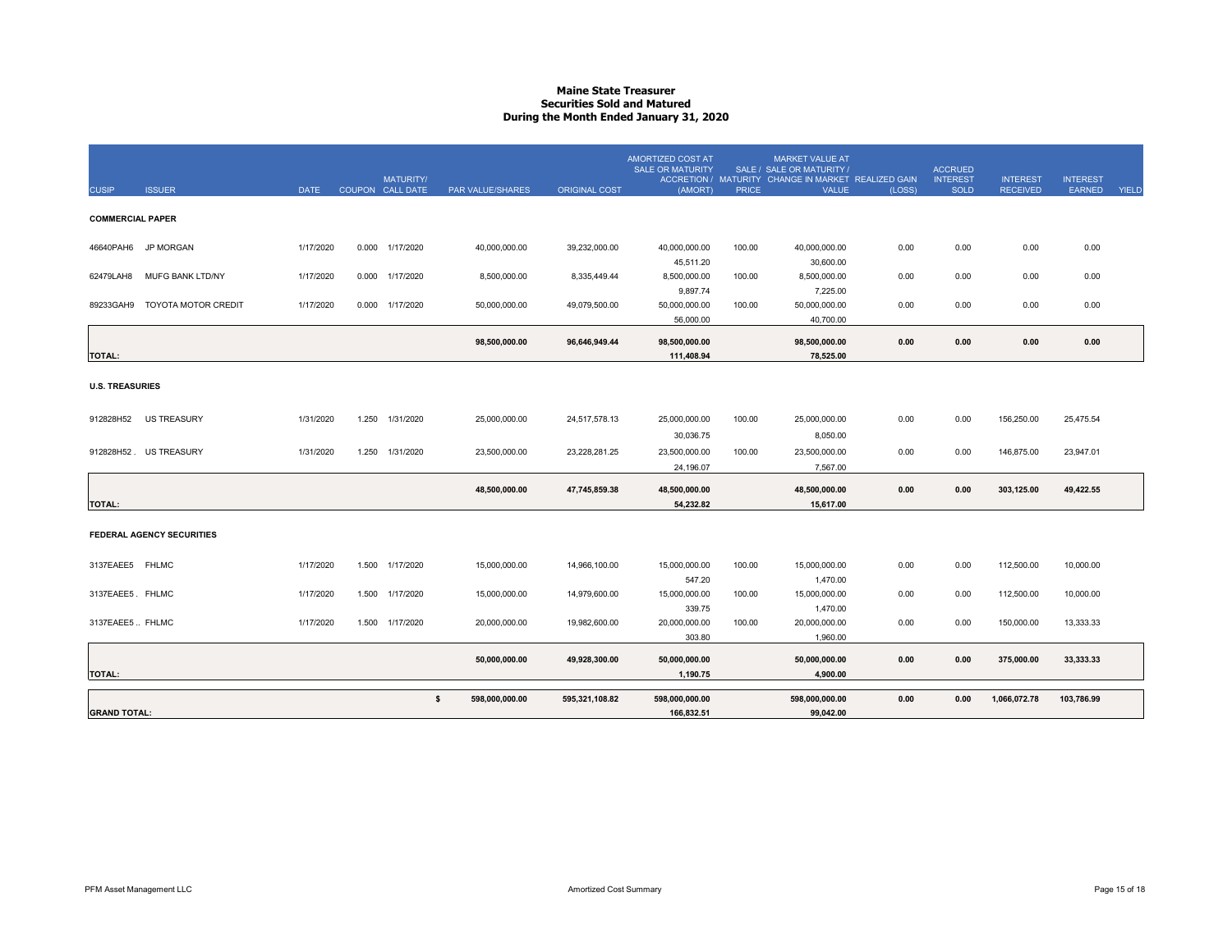# Maine State Treasurer
## Securities Sold and Matured
### During the Month Ended January 31, 2020

| CUSIP | ISSUER | DATE | COUPON | MATURITY/ CALL DATE | PAR VALUE/SHARES | ORIGINAL COST | AMORTIZED COST AT SALE OR MATURITY ACCRETION / (AMORT) | SALE / MATURITY PRICE | MARKET VALUE AT SALE OR MATURITY / CHANGE IN MARKET VALUE | REALIZED GAIN (LOSS) | ACCRUED INTEREST SOLD | INTEREST RECEIVED | INTEREST EARNED | YIELD |
|---|---|---|---|---|---|---|---|---|---|---|---|---|---|---|
| **COMMERCIAL PAPER** | | | | | | | | | | | | | | |
| 46640PAH6 | JP MORGAN | 1/17/2020 | 0.000 | 1/17/2020 | 40,000,000.00 | 39,232,000.00 | 40,000,000.00 | 100.00 | 40,000,000.00 | 0.00 | 0.00 | 0.00 | 0.00 | |
| | | | | | | | 45,511.20 | | 30,600.00 | | | | | |
| 62479LAH8 | MUFG BANK LTD/NY | 1/17/2020 | 0.000 | 1/17/2020 | 8,500,000.00 | 8,335,449.44 | 8,500,000.00 | 100.00 | 8,500,000.00 | 0.00 | 0.00 | 0.00 | 0.00 | |
| | | | | | | | 9,897.74 | | 7,225.00 | | | | | |
| 89233GAH9 | TOYOTA MOTOR CREDIT | 1/17/2020 | 0.000 | 1/17/2020 | 50,000,000.00 | 49,079,500.00 | 50,000,000.00 | 100.00 | 50,000,000.00 | 0.00 | 0.00 | 0.00 | 0.00 | |
| | | | | | | | 56,000.00 | | 40,700.00 | | | | | |
| **TOTAL:** | | | | | **98,500,000.00** | **96,646,949.44** | **98,500,000.00** | | **98,500,000.00** | **0.00** | **0.00** | **0.00** | **0.00** | |
| | | | | | | | **111,408.94** | | **78,525.00** | | | | | |
| **U.S. TREASURIES** | | | | | | | | | | | | | | |
| 912828H52 | US TREASURY | 1/31/2020 | 1.250 | 1/31/2020 | 25,000,000.00 | 24,517,578.13 | 25,000,000.00 | 100.00 | 25,000,000.00 | 0.00 | 0.00 | 156,250.00 | 25,475.54 | |
| | | | | | | | 30,036.75 | | 8,050.00 | | | | | |
| 912828H52 . | US TREASURY | 1/31/2020 | 1.250 | 1/31/2020 | 23,500,000.00 | 23,228,281.25 | 23,500,000.00 | 100.00 | 23,500,000.00 | 0.00 | 0.00 | 146,875.00 | 23,947.01 | |
| | | | | | | | 24,196.07 | | 7,567.00 | | | | | |
| **TOTAL:** | | | | | **48,500,000.00** | **47,745,859.38** | **48,500,000.00** | | **48,500,000.00** | **0.00** | **0.00** | **303,125.00** | **49,422.55** | |
| | | | | | | | **54,232.82** | | **15,617.00** | | | | | |
| **FEDERAL AGENCY SECURITIES** | | | | | | | | | | | | | | |
| 3137EAEE5 | FHLMC | 1/17/2020 | 1.500 | 1/17/2020 | 15,000,000.00 | 14,966,100.00 | 15,000,000.00 | 100.00 | 15,000,000.00 | 0.00 | 0.00 | 112,500.00 | 10,000.00 | |
| | | | | | | | 547.20 | | 1,470.00 | | | | | |
| 3137EAEE5 . | FHLMC | 1/17/2020 | 1.500 | 1/17/2020 | 15,000,000.00 | 14,979,600.00 | 15,000,000.00 | 100.00 | 15,000,000.00 | 0.00 | 0.00 | 112,500.00 | 10,000.00 | |
| | | | | | | | 339.75 | | 1,470.00 | | | | | |
| 3137EAEE5 .. | FHLMC | 1/17/2020 | 1.500 | 1/17/2020 | 20,000,000.00 | 19,982,600.00 | 20,000,000.00 | 100.00 | 20,000,000.00 | 0.00 | 0.00 | 150,000.00 | 13,333.33 | |
| | | | | | | | 303.80 | | 1,960.00 | | | | | |
| **TOTAL:** | | | | | **50,000,000.00** | **49,928,300.00** | **50,000,000.00** | | **50,000,000.00** | **0.00** | **0.00** | **375,000.00** | **33,333.33** | |
| | | | | | | | **1,190.75** | | **4,900.00** | | | | | |
| **GRAND TOTAL:** | | | | | **$ 598,000,000.00** | **595,321,108.82** | **598,000,000.00** | | **598,000,000.00** | **0.00** | **0.00** | **1,066,072.78** | **103,786.99** | |
| | | | | | | | **166,832.51** | | **99,042.00** | | | | | |

PFM Asset Management LLC — Amortized Cost Summary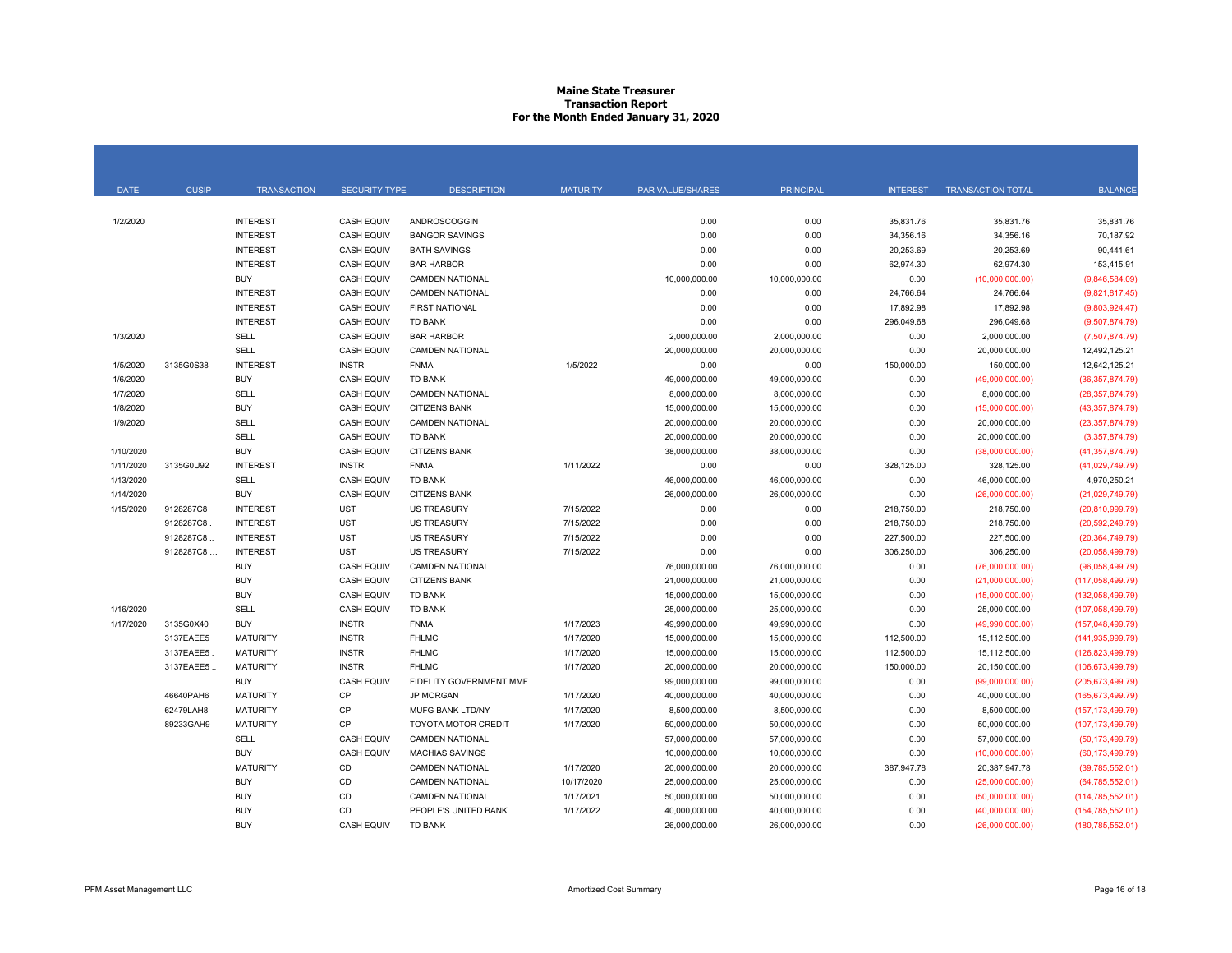# Maine State Treasurer
## Transaction Report
### For the Month Ended January 31, 2020

| DATE | CUSIP | TRANSACTION | SECURITY TYPE | DESCRIPTION | MATURITY | PAR VALUE/SHARES | PRINCIPAL | INTEREST | TRANSACTION TOTAL | BALANCE |
|---|---|---|---|---|---|---|---|---|---|---|
| 1/2/2020 | | INTEREST | CASH EQUIV | ANDROSCOGGIN | | 0.00 | 0.00 | 35,831.76 | 35,831.76 | 35,831.76 |
| | | INTEREST | CASH EQUIV | BANGOR SAVINGS | | 0.00 | 0.00 | 34,356.16 | 34,356.16 | 70,187.92 |
| | | INTEREST | CASH EQUIV | BATH SAVINGS | | 0.00 | 0.00 | 20,253.69 | 20,253.69 | 90,441.61 |
| | | INTEREST | CASH EQUIV | BAR HARBOR | | 0.00 | 0.00 | 62,974.30 | 62,974.30 | 153,415.91 |
| | | BUY | CASH EQUIV | CAMDEN NATIONAL | | 10,000,000.00 | 10,000,000.00 | 0.00 | (10,000,000.00) | (9,846,584.09) |
| | | INTEREST | CASH EQUIV | CAMDEN NATIONAL | | 0.00 | 0.00 | 24,766.64 | 24,766.64 | (9,821,817.45) |
| | | INTEREST | CASH EQUIV | FIRST NATIONAL | | 0.00 | 0.00 | 17,892.98 | 17,892.98 | (9,803,924.47) |
| | | INTEREST | CASH EQUIV | TD BANK | | 0.00 | 0.00 | 296,049.68 | 296,049.68 | (9,507,874.79) |
| 1/3/2020 | | SELL | CASH EQUIV | BAR HARBOR | | 2,000,000.00 | 2,000,000.00 | 0.00 | 2,000,000.00 | (7,507,874.79) |
| | | SELL | CASH EQUIV | CAMDEN NATIONAL | | 20,000,000.00 | 20,000,000.00 | 0.00 | 20,000,000.00 | 12,492,125.21 |
| 1/5/2020 | 3135G0S38 | INTEREST | INSTR | FNMA | 1/5/2022 | 0.00 | 0.00 | 150,000.00 | 150,000.00 | 12,642,125.21 |
| 1/6/2020 | | BUY | CASH EQUIV | TD BANK | | 49,000,000.00 | 49,000,000.00 | 0.00 | (49,000,000.00) | (36,357,874.79) |
| 1/7/2020 | | SELL | CASH EQUIV | CAMDEN NATIONAL | | 8,000,000.00 | 8,000,000.00 | 0.00 | 8,000,000.00 | (28,357,874.79) |
| 1/8/2020 | | BUY | CASH EQUIV | CITIZENS BANK | | 15,000,000.00 | 15,000,000.00 | 0.00 | (15,000,000.00) | (43,357,874.79) |
| 1/9/2020 | | SELL | CASH EQUIV | CAMDEN NATIONAL | | 20,000,000.00 | 20,000,000.00 | 0.00 | 20,000,000.00 | (23,357,874.79) |
| | | SELL | CASH EQUIV | TD BANK | | 20,000,000.00 | 20,000,000.00 | 0.00 | 20,000,000.00 | (3,357,874.79) |
| 1/10/2020 | | BUY | CASH EQUIV | CITIZENS BANK | | 38,000,000.00 | 38,000,000.00 | 0.00 | (38,000,000.00) | (41,357,874.79) |
| 1/11/2020 | 3135G0U92 | INTEREST | INSTR | FNMA | 1/11/2022 | 0.00 | 0.00 | 328,125.00 | 328,125.00 | (41,029,749.79) |
| 1/13/2020 | | SELL | CASH EQUIV | TD BANK | | 46,000,000.00 | 46,000,000.00 | 0.00 | 46,000,000.00 | 4,970,250.21 |
| 1/14/2020 | | BUY | CASH EQUIV | CITIZENS BANK | | 26,000,000.00 | 26,000,000.00 | 0.00 | (26,000,000.00) | (21,029,749.79) |
| 1/15/2020 | 9128287C8 | INTEREST | UST | US TREASURY | 7/15/2022 | 0.00 | 0.00 | 218,750.00 | 218,750.00 | (20,810,999.79) |
| | 9128287C8 . | INTEREST | UST | US TREASURY | 7/15/2022 | 0.00 | 0.00 | 218,750.00 | 218,750.00 | (20,592,249.79) |
| | 9128287C8 .. | INTEREST | UST | US TREASURY | 7/15/2022 | 0.00 | 0.00 | 227,500.00 | 227,500.00 | (20,364,749.79) |
| | 9128287C8 ... | INTEREST | UST | US TREASURY | 7/15/2022 | 0.00 | 0.00 | 306,250.00 | 306,250.00 | (20,058,499.79) |
| | | BUY | CASH EQUIV | CAMDEN NATIONAL | | 76,000,000.00 | 76,000,000.00 | 0.00 | (76,000,000.00) | (96,058,499.79) |
| | | BUY | CASH EQUIV | CITIZENS BANK | | 21,000,000.00 | 21,000,000.00 | 0.00 | (21,000,000.00) | (117,058,499.79) |
| | | BUY | CASH EQUIV | TD BANK | | 15,000,000.00 | 15,000,000.00 | 0.00 | (15,000,000.00) | (132,058,499.79) |
| 1/16/2020 | | SELL | CASH EQUIV | TD BANK | | 25,000,000.00 | 25,000,000.00 | 0.00 | 25,000,000.00 | (107,058,499.79) |
| 1/17/2020 | 3135G0X40 | BUY | INSTR | FNMA | 1/17/2023 | 49,990,000.00 | 49,990,000.00 | 0.00 | (49,990,000.00) | (157,048,499.79) |
| | 3137EAEE5 | MATURITY | INSTR | FHLMC | 1/17/2020 | 15,000,000.00 | 15,000,000.00 | 112,500.00 | 15,112,500.00 | (141,935,999.79) |
| | 3137EAEE5 . | MATURITY | INSTR | FHLMC | 1/17/2020 | 15,000,000.00 | 15,000,000.00 | 112,500.00 | 15,112,500.00 | (126,823,499.79) |
| | 3137EAEE5 .. | MATURITY | INSTR | FHLMC | 1/17/2020 | 20,000,000.00 | 20,000,000.00 | 150,000.00 | 20,150,000.00 | (106,673,499.79) |
| | | BUY | CASH EQUIV | FIDELITY GOVERNMENT MMF | | 99,000,000.00 | 99,000,000.00 | 0.00 | (99,000,000.00) | (205,673,499.79) |
| | 46640PAH6 | MATURITY | CP | JP MORGAN | 1/17/2020 | 40,000,000.00 | 40,000,000.00 | 0.00 | 40,000,000.00 | (165,673,499.79) |
| | 62479LAH8 | MATURITY | CP | MUFG BANK LTD/NY | 1/17/2020 | 8,500,000.00 | 8,500,000.00 | 0.00 | 8,500,000.00 | (157,173,499.79) |
| | 89233GAH9 | MATURITY | CP | TOYOTA MOTOR CREDIT | 1/17/2020 | 50,000,000.00 | 50,000,000.00 | 0.00 | 50,000,000.00 | (107,173,499.79) |
| | | SELL | CASH EQUIV | CAMDEN NATIONAL | | 57,000,000.00 | 57,000,000.00 | 0.00 | 57,000,000.00 | (50,173,499.79) |
| | | BUY | CASH EQUIV | MACHIAS SAVINGS | | 10,000,000.00 | 10,000,000.00 | 0.00 | (10,000,000.00) | (60,173,499.79) |
| | | MATURITY | CD | CAMDEN NATIONAL | 1/17/2020 | 20,000,000.00 | 20,000,000.00 | 387,947.78 | 20,387,947.78 | (39,785,552.01) |
| | | BUY | CD | CAMDEN NATIONAL | 10/17/2020 | 25,000,000.00 | 25,000,000.00 | 0.00 | (25,000,000.00) | (64,785,552.01) |
| | | BUY | CD | CAMDEN NATIONAL | 1/17/2021 | 50,000,000.00 | 50,000,000.00 | 0.00 | (50,000,000.00) | (114,785,552.01) |
| | | BUY | CD | PEOPLE'S UNITED BANK | 1/17/2022 | 40,000,000.00 | 40,000,000.00 | 0.00 | (40,000,000.00) | (154,785,552.01) |
| | | BUY | CASH EQUIV | TD BANK | | 26,000,000.00 | 26,000,000.00 | 0.00 | (26,000,000.00) | (180,785,552.01) |

PFM Asset Management LLC — Amortized Cost Summary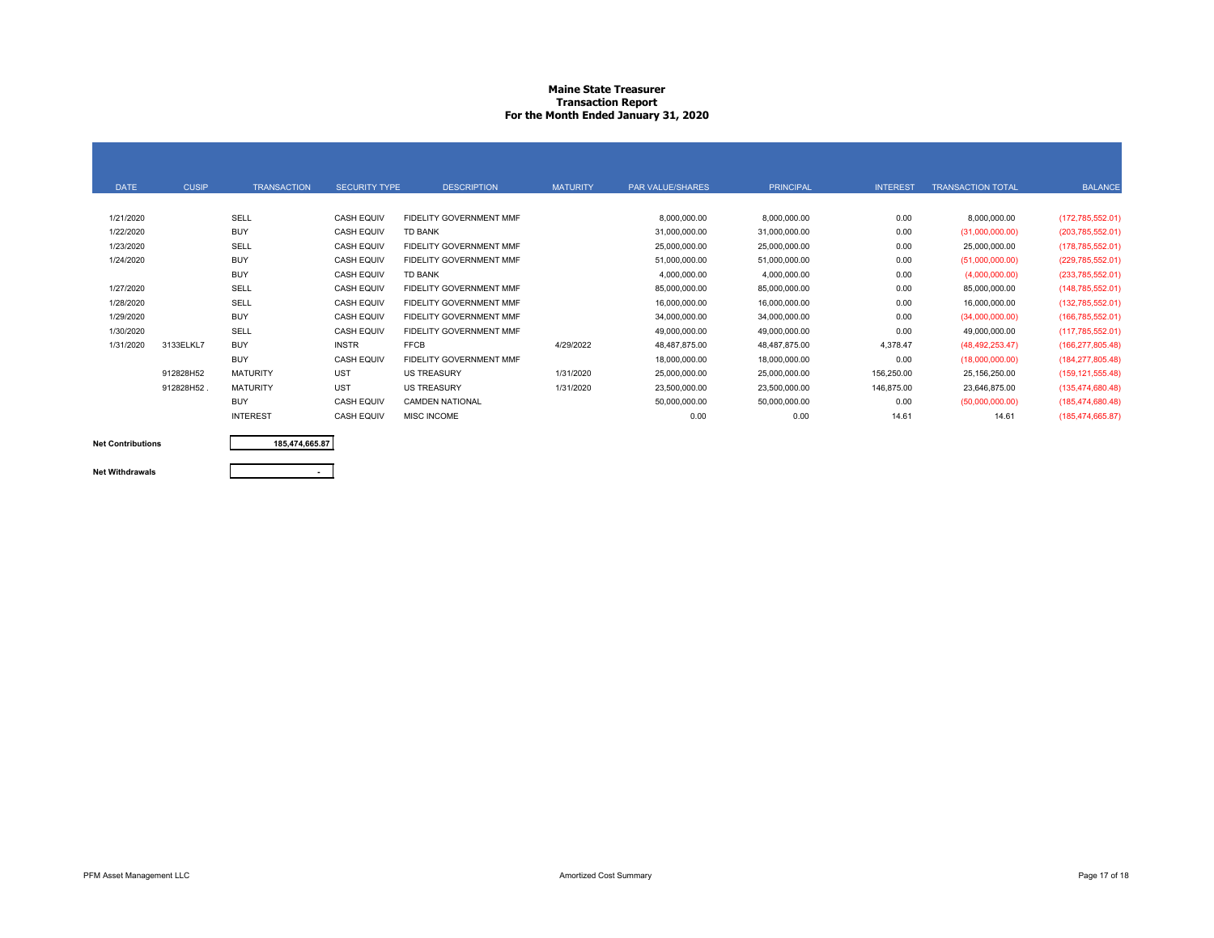# Maine State Treasurer
## Transaction Report
### For the Month Ended January 31, 2020

| DATE | CUSIP | TRANSACTION | SECURITY TYPE | DESCRIPTION | MATURITY | PAR VALUE/SHARES | PRINCIPAL | INTEREST | TRANSACTION TOTAL | BALANCE |
|---|---|---|---|---|---|---|---|---|---|---|
| 1/21/2020 | | SELL | CASH EQUIV | FIDELITY GOVERNMENT MMF | | 8,000,000.00 | 8,000,000.00 | 0.00 | 8,000,000.00 | (172,785,552.01) |
| 1/22/2020 | | BUY | CASH EQUIV | TD BANK | | 31,000,000.00 | 31,000,000.00 | 0.00 | (31,000,000.00) | (203,785,552.01) |
| 1/23/2020 | | SELL | CASH EQUIV | FIDELITY GOVERNMENT MMF | | 25,000,000.00 | 25,000,000.00 | 0.00 | 25,000,000.00 | (178,785,552.01) |
| 1/24/2020 | | BUY | CASH EQUIV | FIDELITY GOVERNMENT MMF | | 51,000,000.00 | 51,000,000.00 | 0.00 | (51,000,000.00) | (229,785,552.01) |
| | | BUY | CASH EQUIV | TD BANK | | 4,000,000.00 | 4,000,000.00 | 0.00 | (4,000,000.00) | (233,785,552.01) |
| 1/27/2020 | | SELL | CASH EQUIV | FIDELITY GOVERNMENT MMF | | 85,000,000.00 | 85,000,000.00 | 0.00 | 85,000,000.00 | (148,785,552.01) |
| 1/28/2020 | | SELL | CASH EQUIV | FIDELITY GOVERNMENT MMF | | 16,000,000.00 | 16,000,000.00 | 0.00 | 16,000,000.00 | (132,785,552.01) |
| 1/29/2020 | | BUY | CASH EQUIV | FIDELITY GOVERNMENT MMF | | 34,000,000.00 | 34,000,000.00 | 0.00 | (34,000,000.00) | (166,785,552.01) |
| 1/30/2020 | | SELL | CASH EQUIV | FIDELITY GOVERNMENT MMF | | 49,000,000.00 | 49,000,000.00 | 0.00 | 49,000,000.00 | (117,785,552.01) |
| 1/31/2020 | 3133ELKL7 | BUY | INSTR | FFCB | 4/29/2022 | 48,487,875.00 | 48,487,875.00 | 4,378.47 | (48,492,253.47) | (166,277,805.48) |
| | | BUY | CASH EQUIV | FIDELITY GOVERNMENT MMF | | 18,000,000.00 | 18,000,000.00 | 0.00 | (18,000,000.00) | (184,277,805.48) |
| | 912828H52 | MATURITY | UST | US TREASURY | 1/31/2020 | 25,000,000.00 | 25,000,000.00 | 156,250.00 | 25,156,250.00 | (159,121,555.48) |
| | 912828H52 . | MATURITY | UST | US TREASURY | 1/31/2020 | 23,500,000.00 | 23,500,000.00 | 146,875.00 | 23,646,875.00 | (135,474,680.48) |
| | | BUY | CASH EQUIV | CAMDEN NATIONAL | | 50,000,000.00 | 50,000,000.00 | 0.00 | (50,000,000.00) | (185,474,680.48) |
| | | INTEREST | CASH EQUIV | MISC INCOME | | 0.00 | 0.00 | 14.61 | 14.61 | (185,474,665.87) |

| | |
|---|---|
| **Net Contributions** | **185,474,665.87** |
| **Net Withdrawals** | - |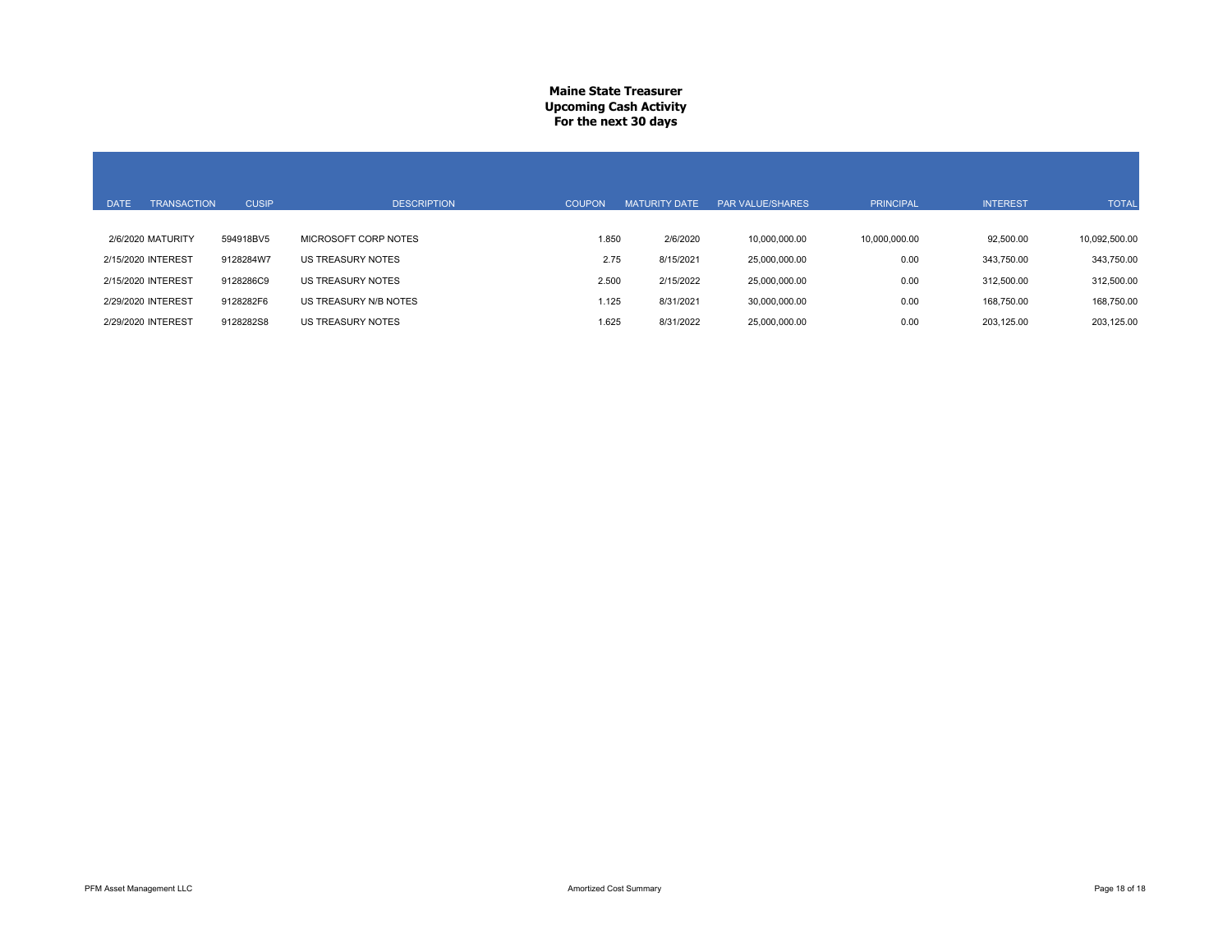# Maine State Treasurer
## Upcoming Cash Activity
### For the next 30 days

| DATE | TRANSACTION | CUSIP | DESCRIPTION | COUPON | MATURITY DATE | PAR VALUE/SHARES | PRINCIPAL | INTEREST | TOTAL |
|---|---|---|---|---|---|---|---|---|---|
| 2/6/2020 | MATURITY | 594918BV5 | MICROSOFT CORP NOTES | 1.850 | 2/6/2020 | 10,000,000.00 | 10,000,000.00 | 92,500.00 | 10,092,500.00 |
| 2/15/2020 | INTEREST | 9128284W7 | US TREASURY NOTES | 2.75 | 8/15/2021 | 25,000,000.00 | 0.00 | 343,750.00 | 343,750.00 |
| 2/15/2020 | INTEREST | 9128286C9 | US TREASURY NOTES | 2.500 | 2/15/2022 | 25,000,000.00 | 0.00 | 312,500.00 | 312,500.00 |
| 2/29/2020 | INTEREST | 9128282F6 | US TREASURY N/B NOTES | 1.125 | 8/31/2021 | 30,000,000.00 | 0.00 | 168,750.00 | 168,750.00 |
| 2/29/2020 | INTEREST | 9128282S8 | US TREASURY NOTES | 1.625 | 8/31/2022 | 25,000,000.00 | 0.00 | 203,125.00 | 203,125.00 |

PFM Asset Management LLC

Amortized Cost Summary